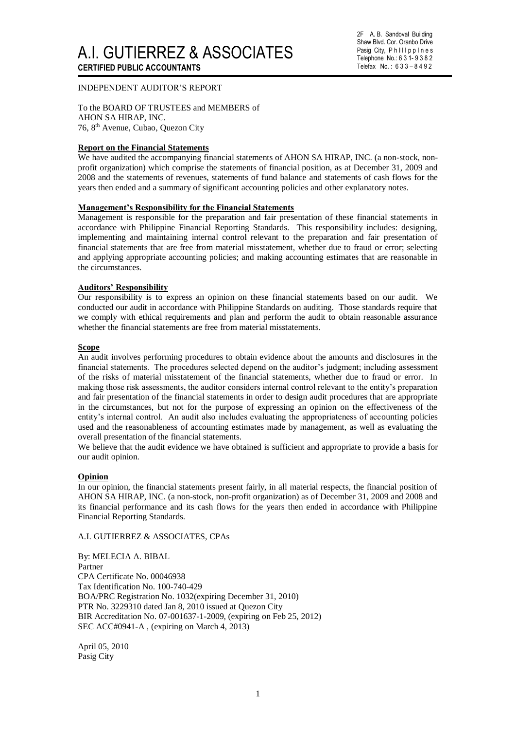# A.I. GUTIERREZ & ASSOCIATES

**CERTIFIED PUBLIC ACCOUNTANTS**

2F A. B. Sandoval Building
Shaw Blvd. Cor. Oranbo Drive
Pasig City, Philippines
Telephone No.: 631-9382
Telefax No. : 633–8492

INDEPENDENT AUDITOR'S REPORT

To the BOARD OF TRUSTEES and MEMBERS of
AHON SA HIRAP, INC.
76, 8th Avenue, Cubao, Quezon City

**Report on the Financial Statements**

We have audited the accompanying financial statements of AHON SA HIRAP, INC. (a non-stock, non-profit organization) which comprise the statements of financial position, as at December 31, 2009 and 2008 and the statements of revenues, statements of fund balance and statements of cash flows for the years then ended and a summary of significant accounting policies and other explanatory notes.

**Management's Responsibility for the Financial Statements**

Management is responsible for the preparation and fair presentation of these financial statements in accordance with Philippine Financial Reporting Standards. This responsibility includes: designing, implementing and maintaining internal control relevant to the preparation and fair presentation of financial statements that are free from material misstatement, whether due to fraud or error; selecting and applying appropriate accounting policies; and making accounting estimates that are reasonable in the circumstances.

**Auditors' Responsibility**

Our responsibility is to express an opinion on these financial statements based on our audit. We conducted our audit in accordance with Philippine Standards on auditing. Those standards require that we comply with ethical requirements and plan and perform the audit to obtain reasonable assurance whether the financial statements are free from material misstatements.

**Scope**

An audit involves performing procedures to obtain evidence about the amounts and disclosures in the financial statements. The procedures selected depend on the auditor's judgment; including assessment of the risks of material misstatement of the financial statements, whether due to fraud or error. In making those risk assessments, the auditor considers internal control relevant to the entity's preparation and fair presentation of the financial statements in order to design audit procedures that are appropriate in the circumstances, but not for the purpose of expressing an opinion on the effectiveness of the entity's internal control. An audit also includes evaluating the appropriateness of accounting policies used and the reasonableness of accounting estimates made by management, as well as evaluating the overall presentation of the financial statements.

We believe that the audit evidence we have obtained is sufficient and appropriate to provide a basis for our audit opinion.

**Opinion**

In our opinion, the financial statements present fairly, in all material respects, the financial position of AHON SA HIRAP, INC. (a non-stock, non-profit organization) as of December 31, 2009 and 2008 and its financial performance and its cash flows for the years then ended in accordance with Philippine Financial Reporting Standards.

A.I. GUTIERREZ & ASSOCIATES, CPAs

By: MELECIA A. BIBAL
Partner
CPA Certificate No. 00046938
Tax Identification No. 100-740-429
BOA/PRC Registration No. 1032(expiring December 31, 2010)
PTR No. 3229310 dated Jan 8, 2010 issued at Quezon City
BIR Accreditation No. 07-001637-1-2009, (expiring on Feb 25, 2012)
SEC ACC#0941-A , (expiring on March 4, 2013)

April 05, 2010
Pasig City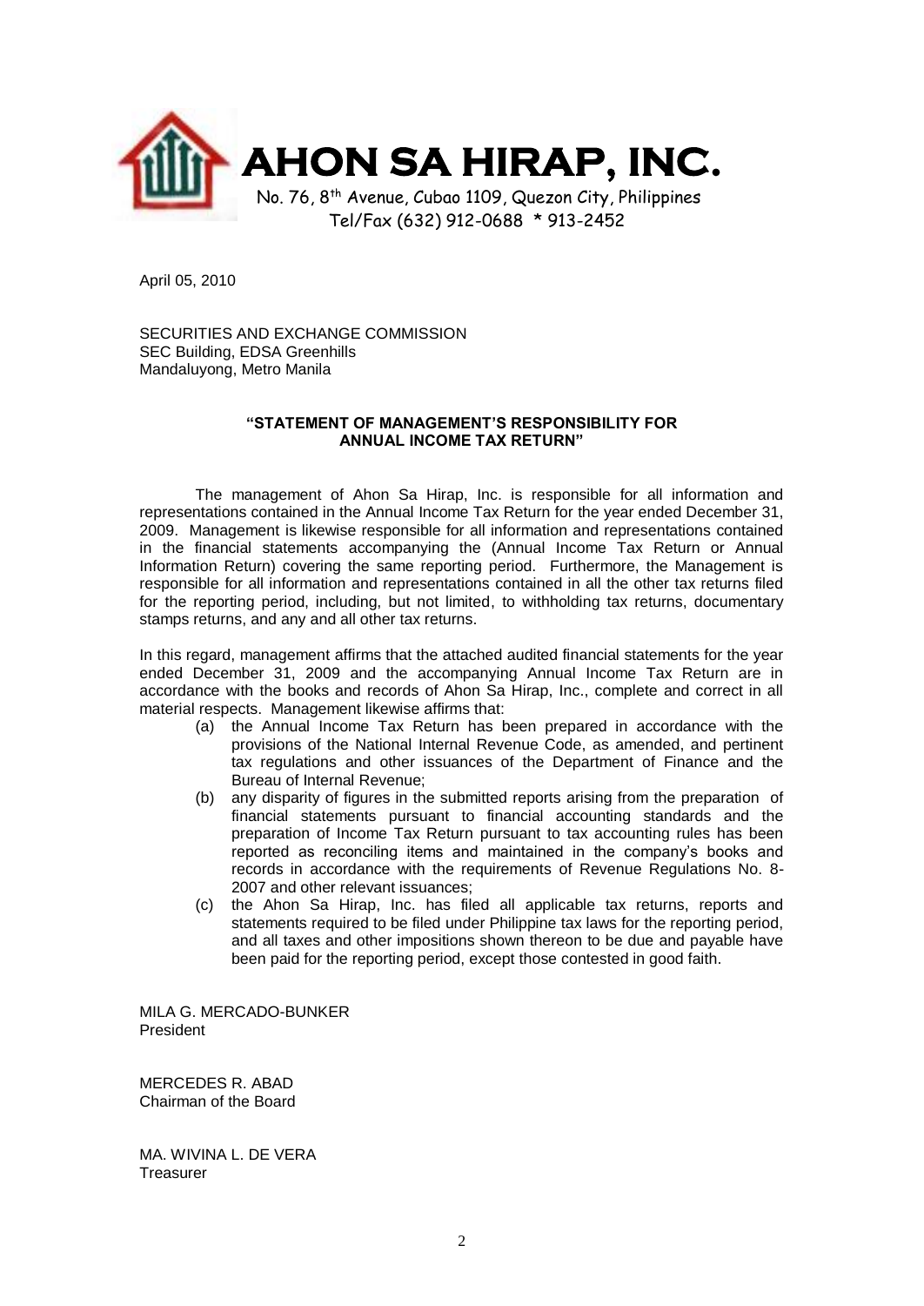# AHON SA HIRAP, INC.

No. 76, 8th Avenue, Cubao 1109, Quezon City, Philippines
Tel/Fax (632) 912-0688 * 913-2452

April 05, 2010

SECURITIES AND EXCHANGE COMMISSION
SEC Building, EDSA Greenhills
Mandaluyong, Metro Manila

**"STATEMENT OF MANAGEMENT'S RESPONSIBILITY FOR ANNUAL INCOME TAX RETURN"**

The management of Ahon Sa Hirap, Inc. is responsible for all information and representations contained in the Annual Income Tax Return for the year ended December 31, 2009. Management is likewise responsible for all information and representations contained in the financial statements accompanying the (Annual Income Tax Return or Annual Information Return) covering the same reporting period. Furthermore, the Management is responsible for all information and representations contained in all the other tax returns filed for the reporting period, including, but not limited, to withholding tax returns, documentary stamps returns, and any and all other tax returns.

In this regard, management affirms that the attached audited financial statements for the year ended December 31, 2009 and the accompanying Annual Income Tax Return are in accordance with the books and records of Ahon Sa Hirap, Inc., complete and correct in all material respects. Management likewise affirms that:

(a) the Annual Income Tax Return has been prepared in accordance with the provisions of the National Internal Revenue Code, as amended, and pertinent tax regulations and other issuances of the Department of Finance and the Bureau of Internal Revenue;

(b) any disparity of figures in the submitted reports arising from the preparation of financial statements pursuant to financial accounting standards and the preparation of Income Tax Return pursuant to tax accounting rules has been reported as reconciling items and maintained in the company's books and records in accordance with the requirements of Revenue Regulations No. 8-2007 and other relevant issuances;

(c) the Ahon Sa Hirap, Inc. has filed all applicable tax returns, reports and statements required to be filed under Philippine tax laws for the reporting period, and all taxes and other impositions shown thereon to be due and payable have been paid for the reporting period, except those contested in good faith.

MILA G. MERCADO-BUNKER
President

MERCEDES R. ABAD
Chairman of the Board

MA. WIVINA L. DE VERA
Treasurer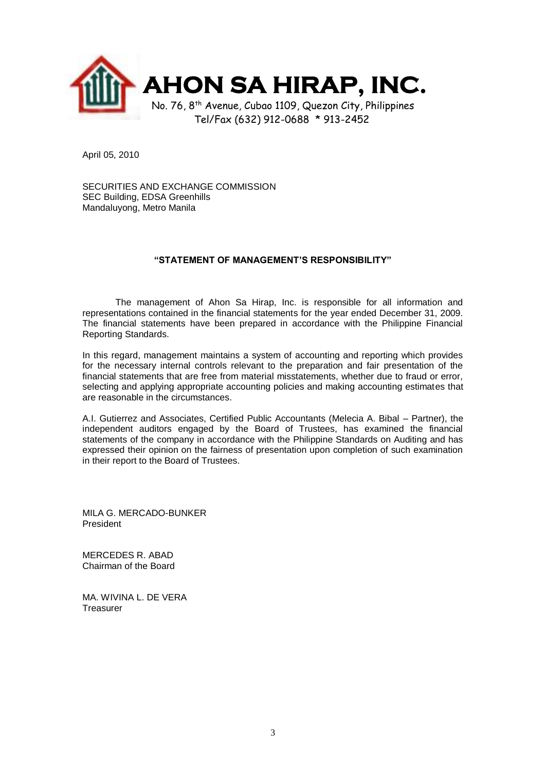# AHON SA HIRAP, INC.

No. 76, 8th Avenue, Cubao 1109, Quezon City, Philippines
Tel/Fax (632) 912-0688 * 913-2452

April 05, 2010

SECURITIES AND EXCHANGE COMMISSION
SEC Building, EDSA Greenhills
Mandaluyong, Metro Manila

**"STATEMENT OF MANAGEMENT'S RESPONSIBILITY"**

The management of Ahon Sa Hirap, Inc. is responsible for all information and representations contained in the financial statements for the year ended December 31, 2009. The financial statements have been prepared in accordance with the Philippine Financial Reporting Standards.

In this regard, management maintains a system of accounting and reporting which provides for the necessary internal controls relevant to the preparation and fair presentation of the financial statements that are free from material misstatements, whether due to fraud or error, selecting and applying appropriate accounting policies and making accounting estimates that are reasonable in the circumstances.

A.I. Gutierrez and Associates, Certified Public Accountants (Melecia A. Bibal – Partner), the independent auditors engaged by the Board of Trustees, has examined the financial statements of the company in accordance with the Philippine Standards on Auditing and has expressed their opinion on the fairness of presentation upon completion of such examination in their report to the Board of Trustees.

MILA G. MERCADO-BUNKER
President

MERCEDES R. ABAD
Chairman of the Board

MA. WIVINA L. DE VERA
Treasurer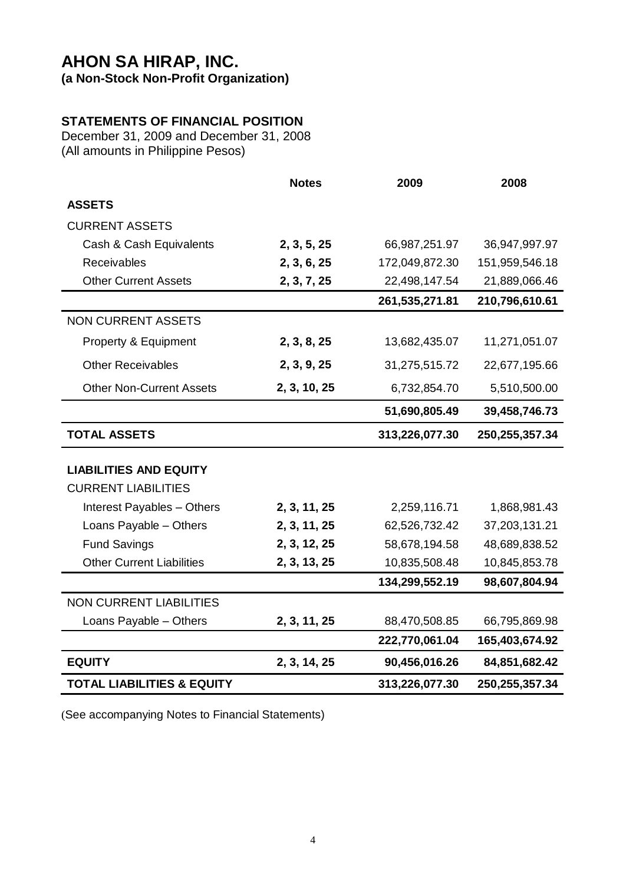# AHON SA HIRAP, INC.

**(a Non-Stock Non-Profit Organization)**

**STATEMENTS OF FINANCIAL POSITION**

December 31, 2009 and December 31, 2008

(All amounts in Philippine Pesos)

| | Notes | 2009 | 2008 |
|---|---|---|---|
| **ASSETS** | | | |
| CURRENT ASSETS | | | |
| Cash & Cash Equivalents | **2, 3, 5, 25** | 66,987,251.97 | 36,947,997.97 |
| Receivables | **2, 3, 6, 25** | 172,049,872.30 | 151,959,546.18 |
| Other Current Assets | **2, 3, 7, 25** | 22,498,147.54 | 21,889,066.46 |
| | | **261,535,271.81** | **210,796,610.61** |
| NON CURRENT ASSETS | | | |
| Property & Equipment | **2, 3, 8, 25** | 13,682,435.07 | 11,271,051.07 |
| Other Receivables | **2, 3, 9, 25** | 31,275,515.72 | 22,677,195.66 |
| Other Non-Current Assets | **2, 3, 10, 25** | 6,732,854.70 | 5,510,500.00 |
| | | **51,690,805.49** | **39,458,746.73** |
| **TOTAL ASSETS** | | **313,226,077.30** | **250,255,357.34** |
| **LIABILITIES AND EQUITY** | | | |
| CURRENT LIABILITIES | | | |
| Interest Payables – Others | **2, 3, 11, 25** | 2,259,116.71 | 1,868,981.43 |
| Loans Payable – Others | **2, 3, 11, 25** | 62,526,732.42 | 37,203,131.21 |
| Fund Savings | **2, 3, 12, 25** | 58,678,194.58 | 48,689,838.52 |
| Other Current Liabilities | **2, 3, 13, 25** | 10,835,508.48 | 10,845,853.78 |
| | | **134,299,552.19** | **98,607,804.94** |
| NON CURRENT LIABILITIES | | | |
| Loans Payable – Others | **2, 3, 11, 25** | 88,470,508.85 | 66,795,869.98 |
| | | **222,770,061.04** | **165,403,674.92** |
| **EQUITY** | **2, 3, 14, 25** | **90,456,016.26** | **84,851,682.42** |
| **TOTAL LIABILITIES & EQUITY** | | **313,226,077.30** | **250,255,357.34** |

(See accompanying Notes to Financial Statements)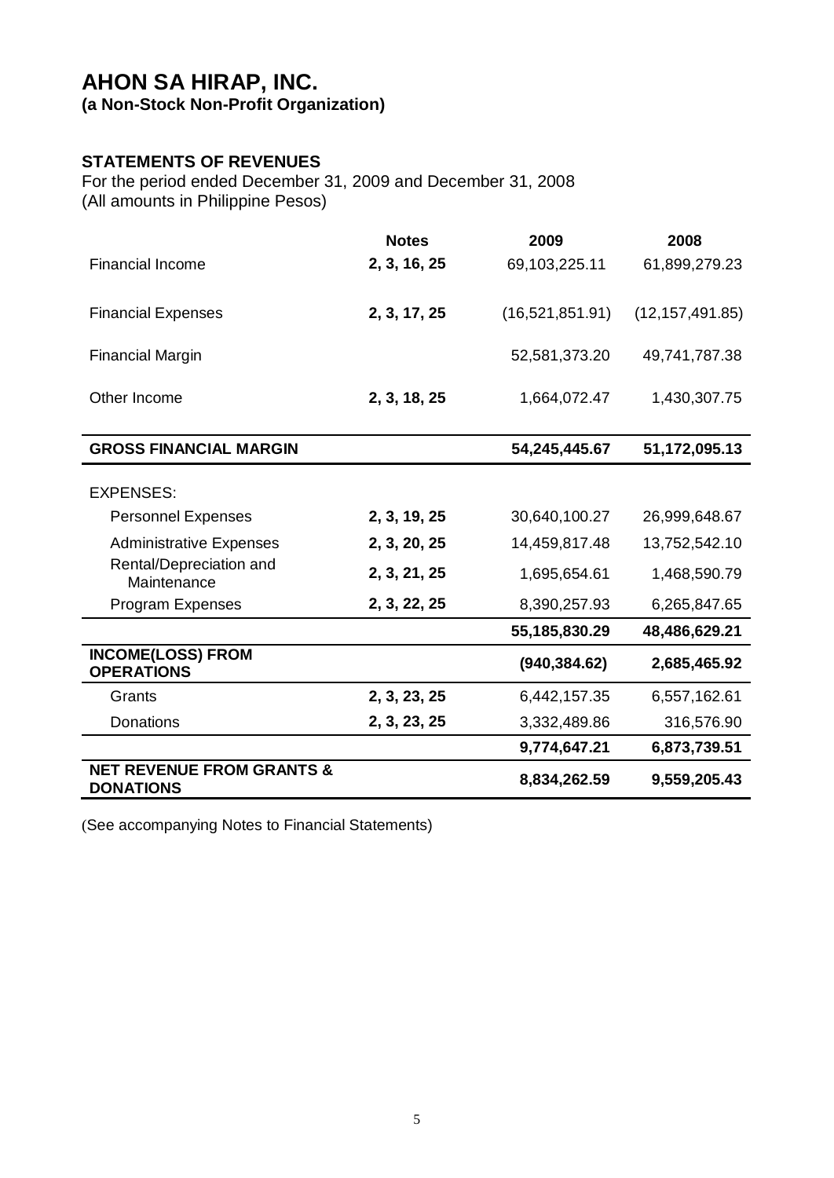# AHON SA HIRAP, INC.

**(a Non-Stock Non-Profit Organization)**

## STATEMENTS OF REVENUES

For the period ended December 31, 2009 and December 31, 2008
(All amounts in Philippine Pesos)

| | Notes | 2009 | 2008 |
|---|---|---|---|
| Financial Income | **2, 3, 16, 25** | 69,103,225.11 | 61,899,279.23 |
| Financial Expenses | **2, 3, 17, 25** | (16,521,851.91) | (12,157,491.85) |
| Financial Margin | | 52,581,373.20 | 49,741,787.38 |
| Other Income | **2, 3, 18, 25** | 1,664,072.47 | 1,430,307.75 |
| **GROSS FINANCIAL MARGIN** | | **54,245,445.67** | **51,172,095.13** |
| EXPENSES: | | | |
| Personnel Expenses | **2, 3, 19, 25** | 30,640,100.27 | 26,999,648.67 |
| Administrative Expenses | **2, 3, 20, 25** | 14,459,817.48 | 13,752,542.10 |
| Rental/Depreciation and Maintenance | **2, 3, 21, 25** | 1,695,654.61 | 1,468,590.79 |
| Program Expenses | **2, 3, 22, 25** | 8,390,257.93 | 6,265,847.65 |
| | | **55,185,830.29** | **48,486,629.21** |
| **INCOME(LOSS) FROM OPERATIONS** | | **(940,384.62)** | **2,685,465.92** |
| Grants | **2, 3, 23, 25** | 6,442,157.35 | 6,557,162.61 |
| Donations | **2, 3, 23, 25** | 3,332,489.86 | 316,576.90 |
| | | **9,774,647.21** | **6,873,739.51** |
| **NET REVENUE FROM GRANTS & DONATIONS** | | **8,834,262.59** | **9,559,205.43** |

(See accompanying Notes to Financial Statements)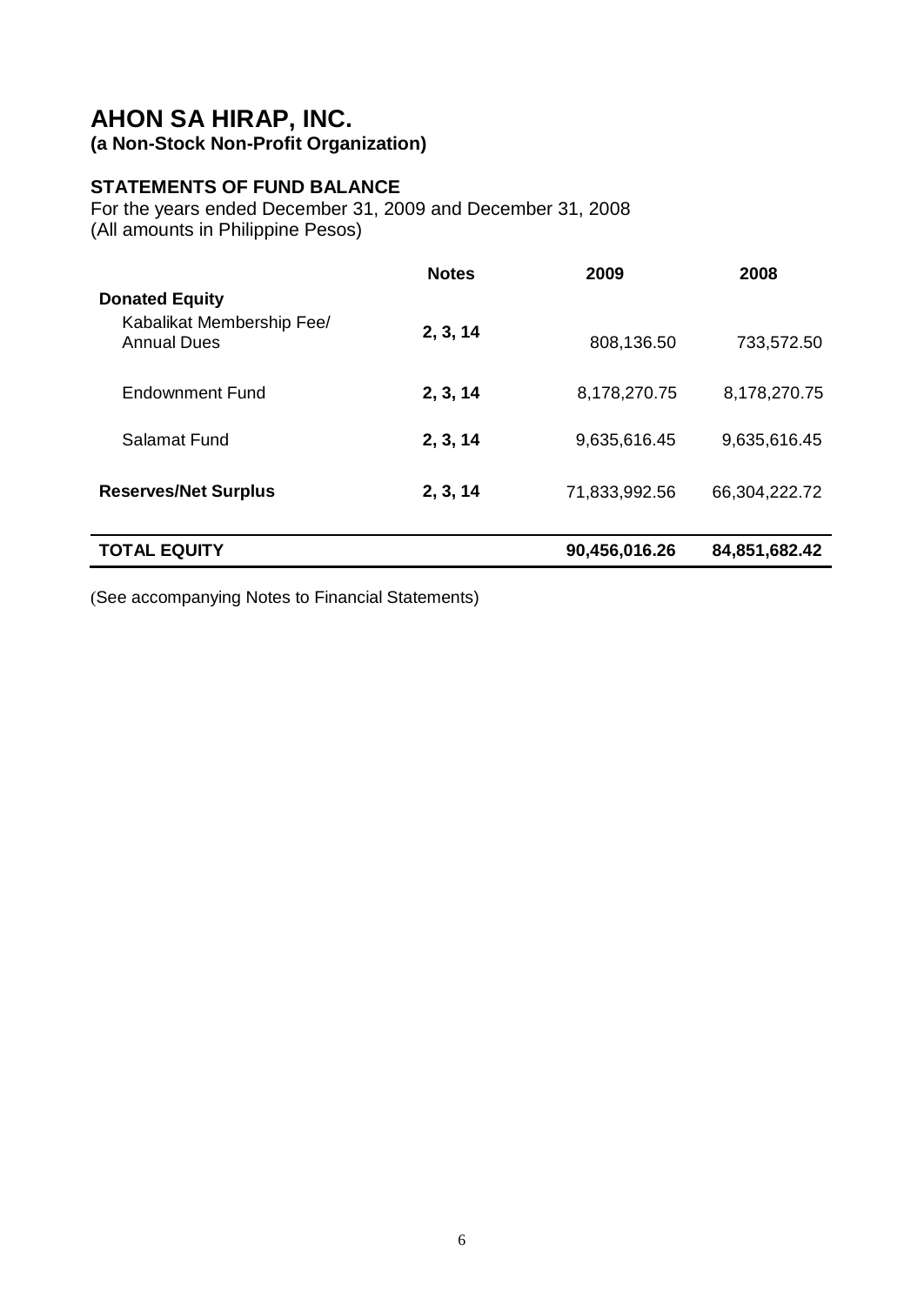# AHON SA HIRAP, INC.

**(a Non-Stock Non-Profit Organization)**

## STATEMENTS OF FUND BALANCE

For the years ended December 31, 2009 and December 31, 2008
(All amounts in Philippine Pesos)

| | Notes | 2009 | 2008 |
|---|---|---|---|
| **Donated Equity** | | | |
| Kabalikat Membership Fee/ Annual Dues | **2, 3, 14** | 808,136.50 | 733,572.50 |
| Endownment Fund | **2, 3, 14** | 8,178,270.75 | 8,178,270.75 |
| Salamat Fund | **2, 3, 14** | 9,635,616.45 | 9,635,616.45 |
| **Reserves/Net Surplus** | **2, 3, 14** | 71,833,992.56 | 66,304,222.72 |
| **TOTAL EQUITY** | | **90,456,016.26** | **84,851,682.42** |

(See accompanying Notes to Financial Statements)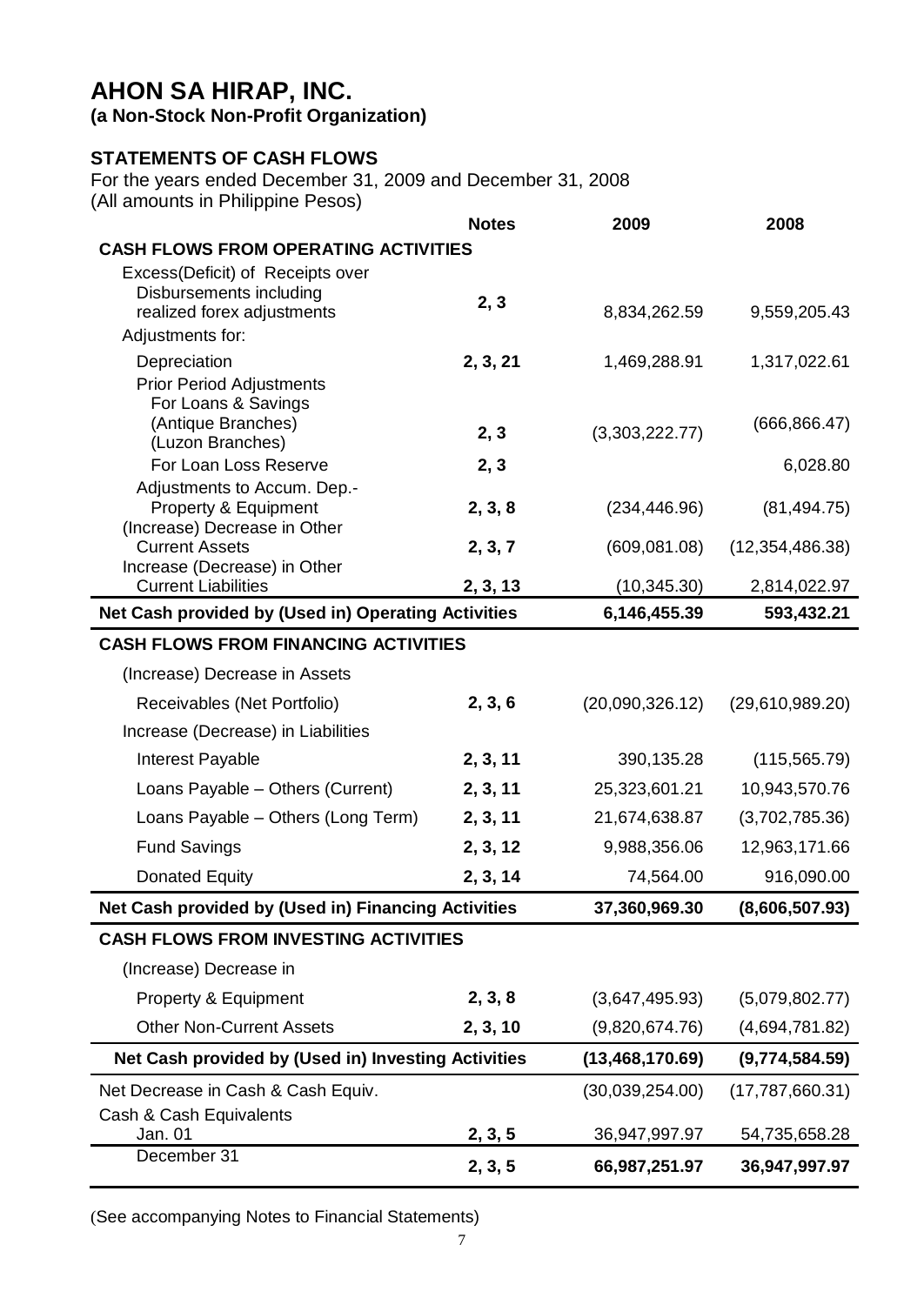# AHON SA HIRAP, INC.

**(a Non-Stock Non-Profit Organization)**

## STATEMENTS OF CASH FLOWS

For the years ended December 31, 2009 and December 31, 2008
(All amounts in Philippine Pesos)

| | Notes | 2009 | 2008 |
|---|---|---|---|
| **CASH FLOWS FROM OPERATING ACTIVITIES** | | | |
| Excess(Deficit) of Receipts over Disbursements including realized forex adjustments | 2, 3 | 8,834,262.59 | 9,559,205.43 |
| Adjustments for: | | | |
| Depreciation | 2, 3, 21 | 1,469,288.91 | 1,317,022.61 |
| Prior Period Adjustments For Loans & Savings (Antique Branches) (Luzon Branches) | 2, 3 | (3,303,222.77) | (666,866.47) |
| For Loan Loss Reserve | 2, 3 | | 6,028.80 |
| Adjustments to Accum. Dep.- Property & Equipment | 2, 3, 8 | (234,446.96) | (81,494.75) |
| (Increase) Decrease in Other Current Assets | 2, 3, 7 | (609,081.08) | (12,354,486.38) |
| Increase (Decrease) in Other Current Liabilities | 2, 3, 13 | (10,345.30) | 2,814,022.97 |
| **Net Cash provided by (Used in) Operating Activities** | | **6,146,455.39** | **593,432.21** |
| **CASH FLOWS FROM FINANCING ACTIVITIES** | | | |
| (Increase) Decrease in Assets | | | |
| Receivables (Net Portfolio) | 2, 3, 6 | (20,090,326.12) | (29,610,989.20) |
| Increase (Decrease) in Liabilities | | | |
| Interest Payable | 2, 3, 11 | 390,135.28 | (115,565.79) |
| Loans Payable – Others (Current) | 2, 3, 11 | 25,323,601.21 | 10,943,570.76 |
| Loans Payable – Others (Long Term) | 2, 3, 11 | 21,674,638.87 | (3,702,785.36) |
| Fund Savings | 2, 3, 12 | 9,988,356.06 | 12,963,171.66 |
| Donated Equity | 2, 3, 14 | 74,564.00 | 916,090.00 |
| **Net Cash provided by (Used in) Financing Activities** | | **37,360,969.30** | **(8,606,507.93)** |
| **CASH FLOWS FROM INVESTING ACTIVITIES** | | | |
| (Increase) Decrease in | | | |
| Property & Equipment | 2, 3, 8 | (3,647,495.93) | (5,079,802.77) |
| Other Non-Current Assets | 2, 3, 10 | (9,820,674.76) | (4,694,781.82) |
| **Net Cash provided by (Used in) Investing Activities** | | **(13,468,170.69)** | **(9,774,584.59)** |
| Net Decrease in Cash & Cash Equiv. | | (30,039,254.00) | (17,787,660.31) |
| Cash & Cash Equivalents Jan. 01 | 2, 3, 5 | 36,947,997.97 | 54,735,658.28 |
| December 31 | 2, 3, 5 | **66,987,251.97** | **36,947,997.97** |

(See accompanying Notes to Financial Statements)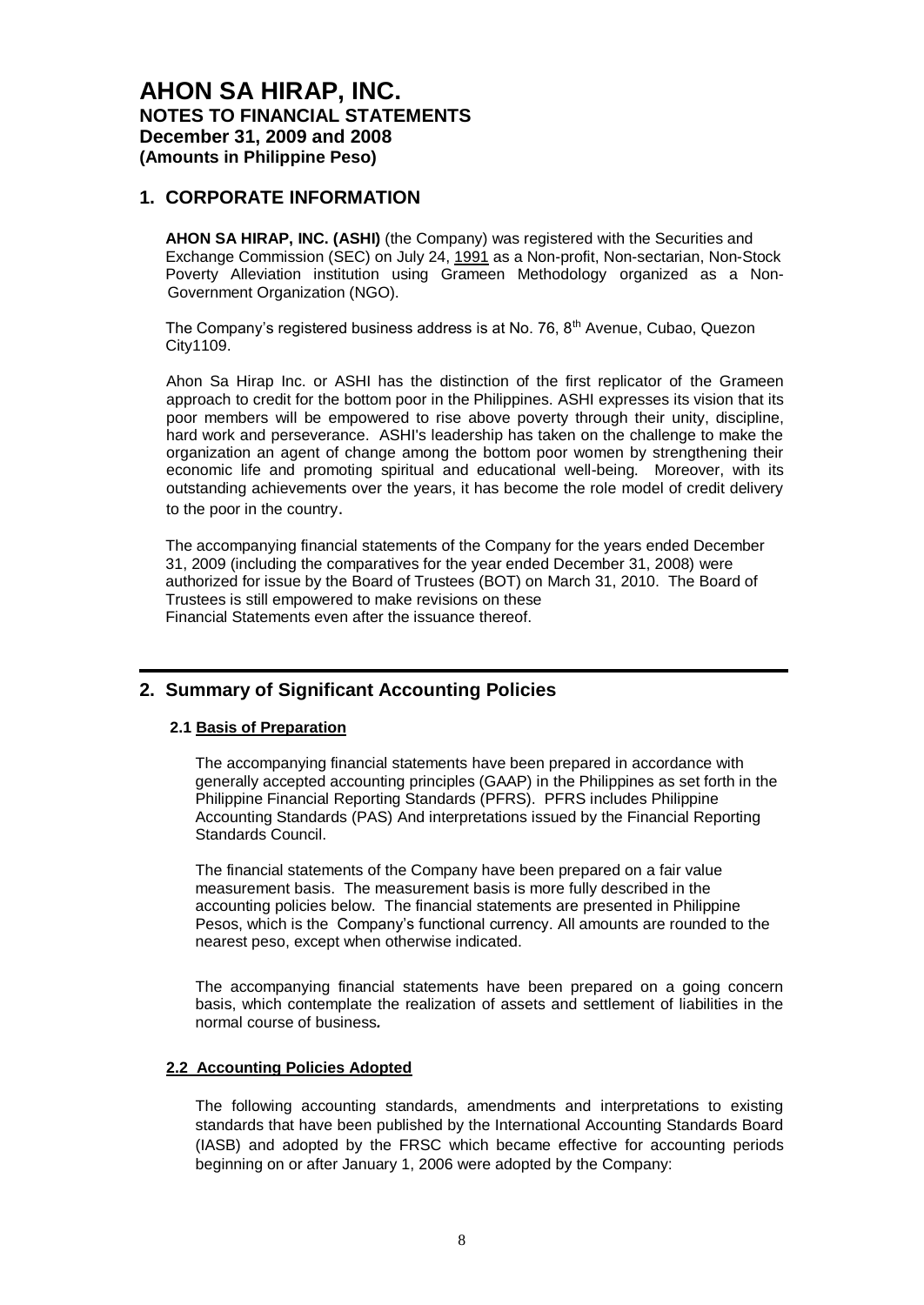# AHON SA HIRAP, INC.

## NOTES TO FINANCIAL STATEMENTS
## December 31, 2009 and 2008
## (Amounts in Philippine Peso)

## 1. CORPORATE INFORMATION

**AHON SA HIRAP, INC. (ASHI)** (the Company) was registered with the Securities and Exchange Commission (SEC) on July 24, 1991 as a Non-profit, Non-sectarian, Non-Stock Poverty Alleviation institution using Grameen Methodology organized as a Non-Government Organization (NGO).

The Company's registered business address is at No. 76, 8th Avenue, Cubao, Quezon City1109.

Ahon Sa Hirap Inc. or ASHI has the distinction of the first replicator of the Grameen approach to credit for the bottom poor in the Philippines. ASHI expresses its vision that its poor members will be empowered to rise above poverty through their unity, discipline, hard work and perseverance. ASHI's leadership has taken on the challenge to make the organization an agent of change among the bottom poor women by strengthening their economic life and promoting spiritual and educational well-being. Moreover, with its outstanding achievements over the years, it has become the role model of credit delivery to the poor in the country.

The accompanying financial statements of the Company for the years ended December 31, 2009 (including the comparatives for the year ended December 31, 2008) were authorized for issue by the Board of Trustees (BOT) on March 31, 2010. The Board of Trustees is still empowered to make revisions on these Financial Statements even after the issuance thereof.

## 2. Summary of Significant Accounting Policies

### 2.1 Basis of Preparation

The accompanying financial statements have been prepared in accordance with generally accepted accounting principles (GAAP) in the Philippines as set forth in the Philippine Financial Reporting Standards (PFRS). PFRS includes Philippine Accounting Standards (PAS) And interpretations issued by the Financial Reporting Standards Council.

The financial statements of the Company have been prepared on a fair value measurement basis. The measurement basis is more fully described in the accounting policies below. The financial statements are presented in Philippine Pesos, which is the Company's functional currency. All amounts are rounded to the nearest peso, except when otherwise indicated.

The accompanying financial statements have been prepared on a going concern basis, which contemplate the realization of assets and settlement of liabilities in the normal course of business.

### 2.2 Accounting Policies Adopted

The following accounting standards, amendments and interpretations to existing standards that have been published by the International Accounting Standards Board (IASB) and adopted by the FRSC which became effective for accounting periods beginning on or after January 1, 2006 were adopted by the Company: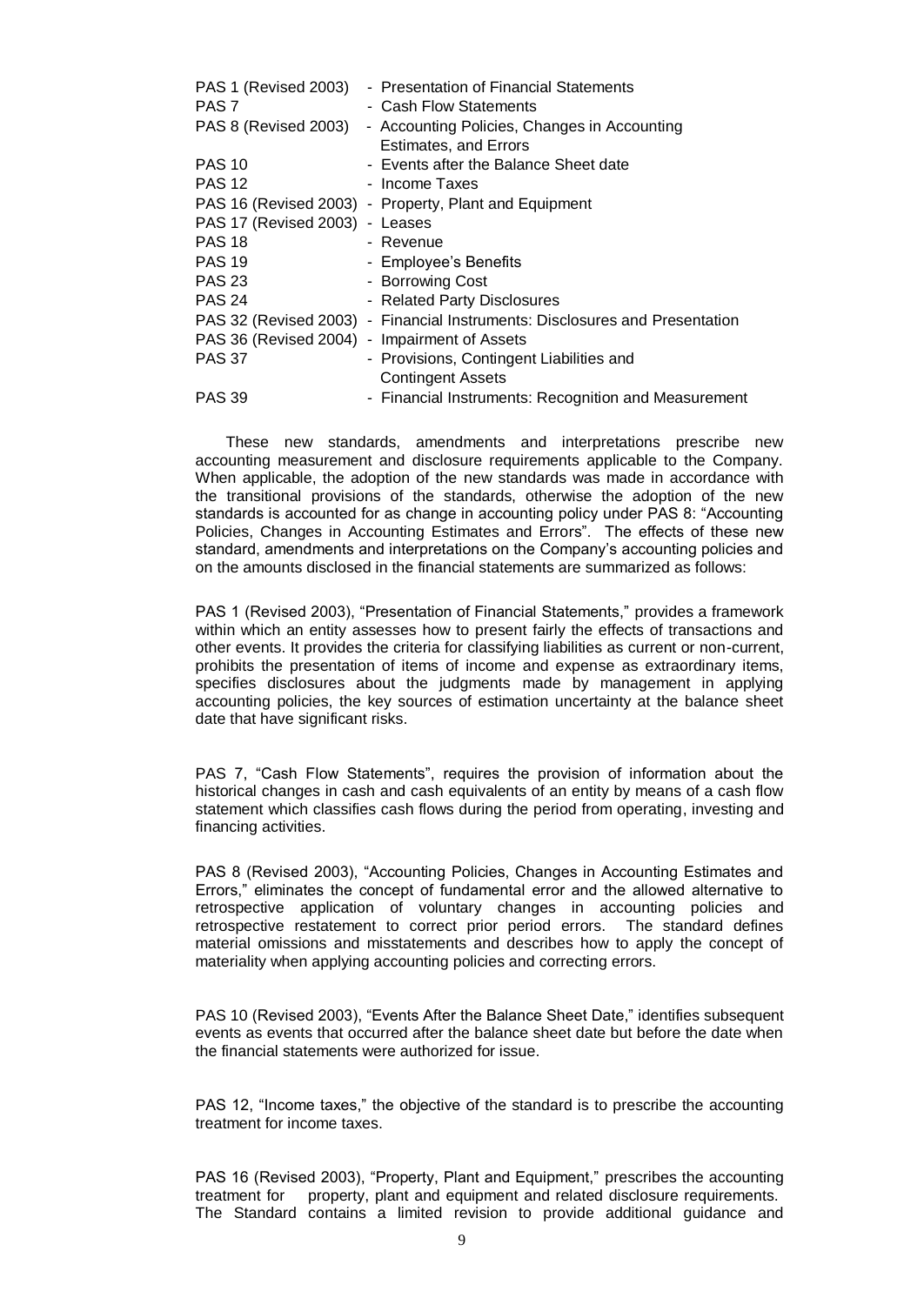| | |
|---|---|
| PAS 1 (Revised 2003) | - Presentation of Financial Statements |
| PAS 7 | - Cash Flow Statements |
| PAS 8 (Revised 2003) | - Accounting Policies, Changes in Accounting Estimates, and Errors |
| PAS 10 | - Events after the Balance Sheet date |
| PAS 12 | - Income Taxes |
| PAS 16 (Revised 2003) | - Property, Plant and Equipment |
| PAS 17 (Revised 2003) | - Leases |
| PAS 18 | - Revenue |
| PAS 19 | - Employee's Benefits |
| PAS 23 | - Borrowing Cost |
| PAS 24 | - Related Party Disclosures |
| PAS 32 (Revised 2003) | - Financial Instruments: Disclosures and Presentation |
| PAS 36 (Revised 2004) | - Impairment of Assets |
| PAS 37 | - Provisions, Contingent Liabilities and Contingent Assets |
| PAS 39 | - Financial Instruments: Recognition and Measurement |

These new standards, amendments and interpretations prescribe new accounting measurement and disclosure requirements applicable to the Company. When applicable, the adoption of the new standards was made in accordance with the transitional provisions of the standards, otherwise the adoption of the new standards is accounted for as change in accounting policy under PAS 8: "Accounting Policies, Changes in Accounting Estimates and Errors". The effects of these new standard, amendments and interpretations on the Company's accounting policies and on the amounts disclosed in the financial statements are summarized as follows:

PAS 1 (Revised 2003), "Presentation of Financial Statements," provides a framework within which an entity assesses how to present fairly the effects of transactions and other events. It provides the criteria for classifying liabilities as current or non-current, prohibits the presentation of items of income and expense as extraordinary items, specifies disclosures about the judgments made by management in applying accounting policies, the key sources of estimation uncertainty at the balance sheet date that have significant risks.

PAS 7, "Cash Flow Statements", requires the provision of information about the historical changes in cash and cash equivalents of an entity by means of a cash flow statement which classifies cash flows during the period from operating, investing and financing activities.

PAS 8 (Revised 2003), "Accounting Policies, Changes in Accounting Estimates and Errors," eliminates the concept of fundamental error and the allowed alternative to retrospective application of voluntary changes in accounting policies and retrospective restatement to correct prior period errors. The standard defines material omissions and misstatements and describes how to apply the concept of materiality when applying accounting policies and correcting errors.

PAS 10 (Revised 2003), "Events After the Balance Sheet Date," identifies subsequent events as events that occurred after the balance sheet date but before the date when the financial statements were authorized for issue.

PAS 12, "Income taxes," the objective of the standard is to prescribe the accounting treatment for income taxes.

PAS 16 (Revised 2003), "Property, Plant and Equipment," prescribes the accounting treatment for property, plant and equipment and related disclosure requirements. The Standard contains a limited revision to provide additional guidance and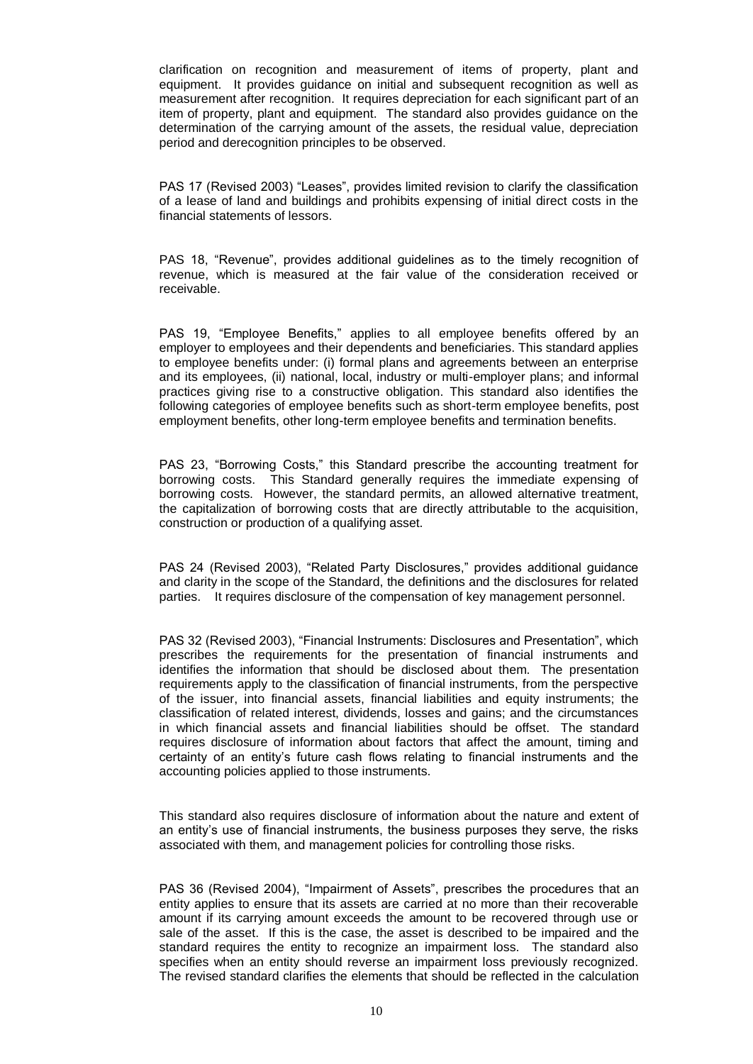clarification on recognition and measurement of items of property, plant and equipment. It provides guidance on initial and subsequent recognition as well as measurement after recognition. It requires depreciation for each significant part of an item of property, plant and equipment. The standard also provides guidance on the determination of the carrying amount of the assets, the residual value, depreciation period and derecognition principles to be observed.

PAS 17 (Revised 2003) "Leases", provides limited revision to clarify the classification of a lease of land and buildings and prohibits expensing of initial direct costs in the financial statements of lessors.

PAS 18, "Revenue", provides additional guidelines as to the timely recognition of revenue, which is measured at the fair value of the consideration received or receivable.

PAS 19, "Employee Benefits," applies to all employee benefits offered by an employer to employees and their dependents and beneficiaries. This standard applies to employee benefits under: (i) formal plans and agreements between an enterprise and its employees, (ii) national, local, industry or multi-employer plans; and informal practices giving rise to a constructive obligation. This standard also identifies the following categories of employee benefits such as short-term employee benefits, post employment benefits, other long-term employee benefits and termination benefits.

PAS 23, "Borrowing Costs," this Standard prescribe the accounting treatment for borrowing costs. This Standard generally requires the immediate expensing of borrowing costs. However, the standard permits, an allowed alternative treatment, the capitalization of borrowing costs that are directly attributable to the acquisition, construction or production of a qualifying asset.

PAS 24 (Revised 2003), "Related Party Disclosures," provides additional guidance and clarity in the scope of the Standard, the definitions and the disclosures for related parties. It requires disclosure of the compensation of key management personnel.

PAS 32 (Revised 2003), "Financial Instruments: Disclosures and Presentation", which prescribes the requirements for the presentation of financial instruments and identifies the information that should be disclosed about them. The presentation requirements apply to the classification of financial instruments, from the perspective of the issuer, into financial assets, financial liabilities and equity instruments; the classification of related interest, dividends, losses and gains; and the circumstances in which financial assets and financial liabilities should be offset. The standard requires disclosure of information about factors that affect the amount, timing and certainty of an entity's future cash flows relating to financial instruments and the accounting policies applied to those instruments.

This standard also requires disclosure of information about the nature and extent of an entity's use of financial instruments, the business purposes they serve, the risks associated with them, and management policies for controlling those risks.

PAS 36 (Revised 2004), "Impairment of Assets", prescribes the procedures that an entity applies to ensure that its assets are carried at no more than their recoverable amount if its carrying amount exceeds the amount to be recovered through use or sale of the asset. If this is the case, the asset is described to be impaired and the standard requires the entity to recognize an impairment loss. The standard also specifies when an entity should reverse an impairment loss previously recognized. The revised standard clarifies the elements that should be reflected in the calculation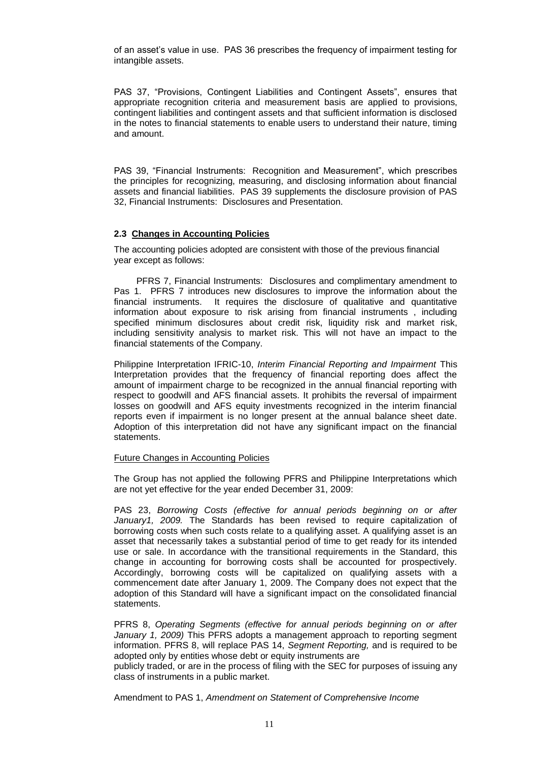of an asset's value in use. PAS 36 prescribes the frequency of impairment testing for intangible assets.

PAS 37, "Provisions, Contingent Liabilities and Contingent Assets", ensures that appropriate recognition criteria and measurement basis are applied to provisions, contingent liabilities and contingent assets and that sufficient information is disclosed in the notes to financial statements to enable users to understand their nature, timing and amount.

PAS 39, "Financial Instruments: Recognition and Measurement", which prescribes the principles for recognizing, measuring, and disclosing information about financial assets and financial liabilities. PAS 39 supplements the disclosure provision of PAS 32, Financial Instruments: Disclosures and Presentation.

#### 2.3 Changes in Accounting Policies

The accounting policies adopted are consistent with those of the previous financial year except as follows:

PFRS 7, Financial Instruments: Disclosures and complimentary amendment to Pas 1. PFRS 7 introduces new disclosures to improve the information about the financial instruments. It requires the disclosure of qualitative and quantitative information about exposure to risk arising from financial instruments , including specified minimum disclosures about credit risk, liquidity risk and market risk, including sensitivity analysis to market risk. This will not have an impact to the financial statements of the Company.

Philippine Interpretation IFRIC-10, *Interim Financial Reporting and Impairment* This Interpretation provides that the frequency of financial reporting does affect the amount of impairment charge to be recognized in the annual financial reporting with respect to goodwill and AFS financial assets. It prohibits the reversal of impairment losses on goodwill and AFS equity investments recognized in the interim financial reports even if impairment is no longer present at the annual balance sheet date. Adoption of this interpretation did not have any significant impact on the financial statements.

Future Changes in Accounting Policies

The Group has not applied the following PFRS and Philippine Interpretations which are not yet effective for the year ended December 31, 2009:

PAS 23, *Borrowing Costs (effective for annual periods beginning on or after January1, 2009.* The Standards has been revised to require capitalization of borrowing costs when such costs relate to a qualifying asset. A qualifying asset is an asset that necessarily takes a substantial period of time to get ready for its intended use or sale. In accordance with the transitional requirements in the Standard, this change in accounting for borrowing costs shall be accounted for prospectively. Accordingly, borrowing costs will be capitalized on qualifying assets with a commencement date after January 1, 2009. The Company does not expect that the adoption of this Standard will have a significant impact on the consolidated financial statements.

PFRS 8, *Operating Segments (effective for annual periods beginning on or after January 1, 2009)* This PFRS adopts a management approach to reporting segment information. PFRS 8, will replace PAS 14, *Segment Reporting,* and is required to be adopted only by entities whose debt or equity instruments are
publicly traded, or are in the process of filing with the SEC for purposes of issuing any class of instruments in a public market.

Amendment to PAS 1, *Amendment on Statement of Comprehensive Income*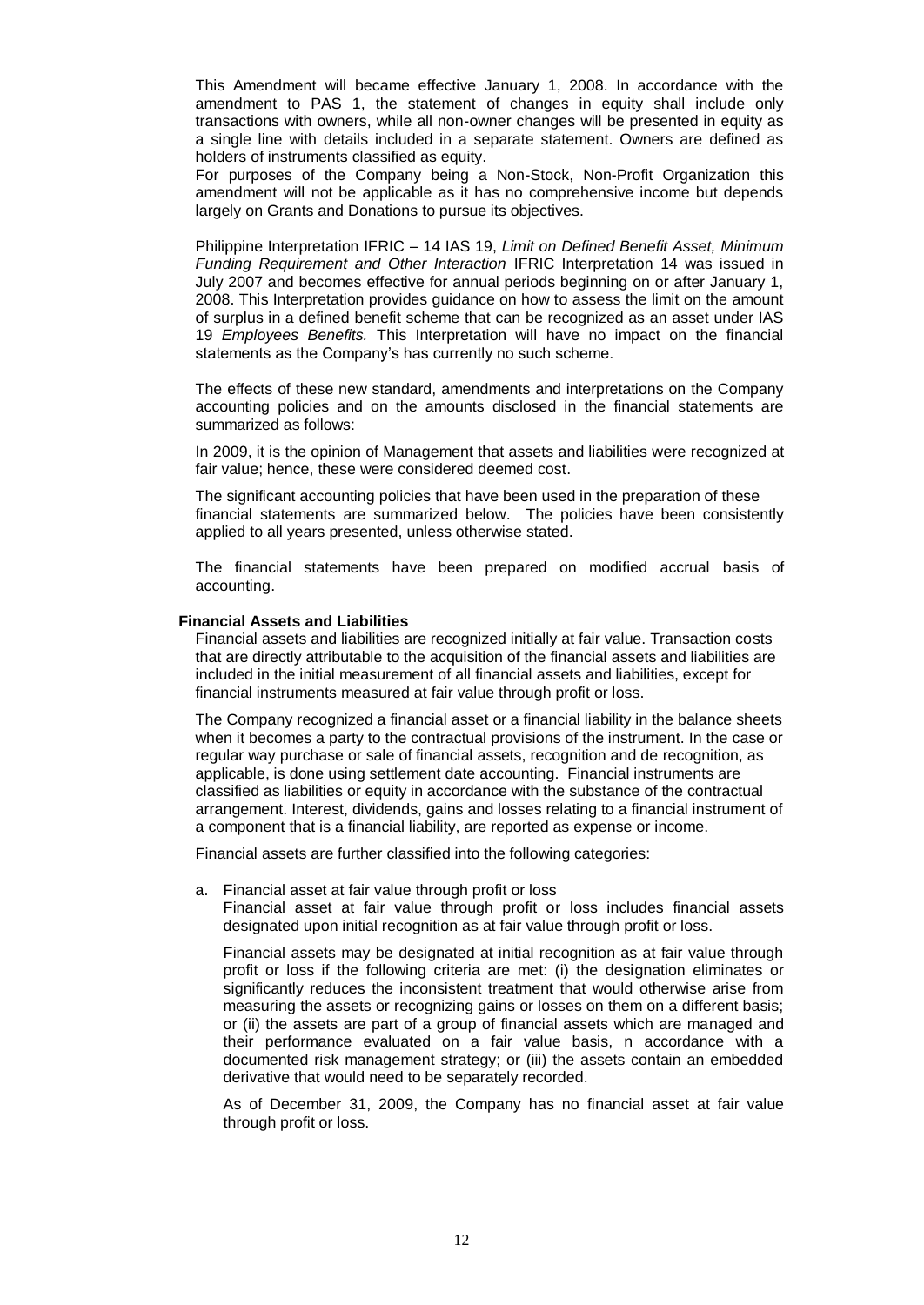This Amendment will became effective January 1, 2008. In accordance with the amendment to PAS 1, the statement of changes in equity shall include only transactions with owners, while all non-owner changes will be presented in equity as a single line with details included in a separate statement. Owners are defined as holders of instruments classified as equity.

For purposes of the Company being a Non-Stock, Non-Profit Organization this amendment will not be applicable as it has no comprehensive income but depends largely on Grants and Donations to pursue its objectives.

Philippine Interpretation IFRIC – 14 IAS 19, *Limit on Defined Benefit Asset, Minimum Funding Requirement and Other Interaction* IFRIC Interpretation 14 was issued in July 2007 and becomes effective for annual periods beginning on or after January 1, 2008. This Interpretation provides guidance on how to assess the limit on the amount of surplus in a defined benefit scheme that can be recognized as an asset under IAS 19 *Employees Benefits.* This Interpretation will have no impact on the financial statements as the Company's has currently no such scheme.

The effects of these new standard, amendments and interpretations on the Company accounting policies and on the amounts disclosed in the financial statements are summarized as follows:

In 2009, it is the opinion of Management that assets and liabilities were recognized at fair value; hence, these were considered deemed cost.

The significant accounting policies that have been used in the preparation of these financial statements are summarized below. The policies have been consistently applied to all years presented, unless otherwise stated.

The financial statements have been prepared on modified accrual basis of accounting.

**Financial Assets and Liabilities**

Financial assets and liabilities are recognized initially at fair value. Transaction costs that are directly attributable to the acquisition of the financial assets and liabilities are included in the initial measurement of all financial assets and liabilities, except for financial instruments measured at fair value through profit or loss.

The Company recognized a financial asset or a financial liability in the balance sheets when it becomes a party to the contractual provisions of the instrument. In the case or regular way purchase or sale of financial assets, recognition and de recognition, as applicable, is done using settlement date accounting. Financial instruments are classified as liabilities or equity in accordance with the substance of the contractual arrangement. Interest, dividends, gains and losses relating to a financial instrument of a component that is a financial liability, are reported as expense or income.

Financial assets are further classified into the following categories:

a. Financial asset at fair value through profit or loss

   Financial asset at fair value through profit or loss includes financial assets designated upon initial recognition as at fair value through profit or loss.

   Financial assets may be designated at initial recognition as at fair value through profit or loss if the following criteria are met: (i) the designation eliminates or significantly reduces the inconsistent treatment that would otherwise arise from measuring the assets or recognizing gains or losses on them on a different basis; or (ii) the assets are part of a group of financial assets which are managed and their performance evaluated on a fair value basis, n accordance with a documented risk management strategy; or (iii) the assets contain an embedded derivative that would need to be separately recorded.

   As of December 31, 2009, the Company has no financial asset at fair value through profit or loss.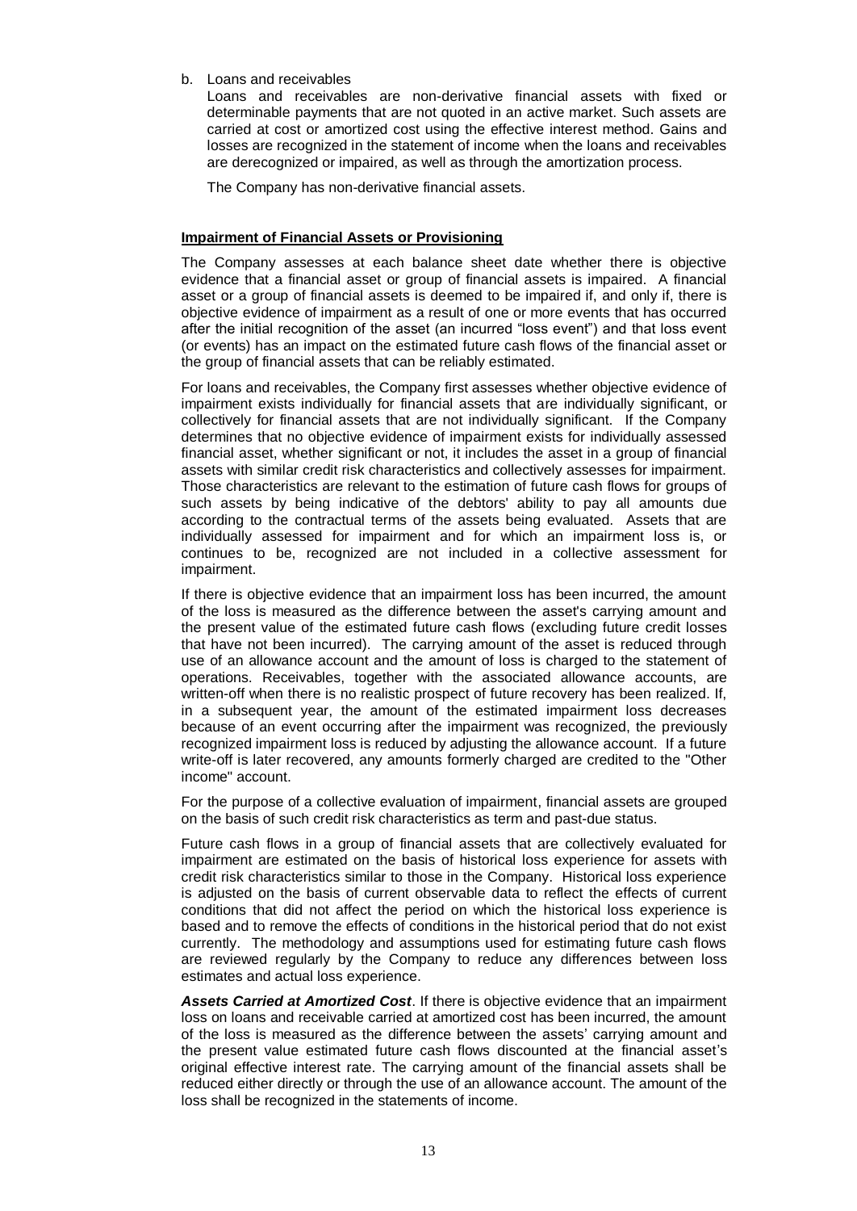b. Loans and receivables

Loans and receivables are non-derivative financial assets with fixed or determinable payments that are not quoted in an active market. Such assets are carried at cost or amortized cost using the effective interest method. Gains and losses are recognized in the statement of income when the loans and receivables are derecognized or impaired, as well as through the amortization process.

The Company has non-derivative financial assets.

**Impairment of Financial Assets or Provisioning**

The Company assesses at each balance sheet date whether there is objective evidence that a financial asset or group of financial assets is impaired. A financial asset or a group of financial assets is deemed to be impaired if, and only if, there is objective evidence of impairment as a result of one or more events that has occurred after the initial recognition of the asset (an incurred "loss event") and that loss event (or events) has an impact on the estimated future cash flows of the financial asset or the group of financial assets that can be reliably estimated.

For loans and receivables, the Company first assesses whether objective evidence of impairment exists individually for financial assets that are individually significant, or collectively for financial assets that are not individually significant. If the Company determines that no objective evidence of impairment exists for individually assessed financial asset, whether significant or not, it includes the asset in a group of financial assets with similar credit risk characteristics and collectively assesses for impairment. Those characteristics are relevant to the estimation of future cash flows for groups of such assets by being indicative of the debtors' ability to pay all amounts due according to the contractual terms of the assets being evaluated. Assets that are individually assessed for impairment and for which an impairment loss is, or continues to be, recognized are not included in a collective assessment for impairment.

If there is objective evidence that an impairment loss has been incurred, the amount of the loss is measured as the difference between the asset's carrying amount and the present value of the estimated future cash flows (excluding future credit losses that have not been incurred). The carrying amount of the asset is reduced through use of an allowance account and the amount of loss is charged to the statement of operations. Receivables, together with the associated allowance accounts, are written-off when there is no realistic prospect of future recovery has been realized. If, in a subsequent year, the amount of the estimated impairment loss decreases because of an event occurring after the impairment was recognized, the previously recognized impairment loss is reduced by adjusting the allowance account. If a future write-off is later recovered, any amounts formerly charged are credited to the "Other income" account.

For the purpose of a collective evaluation of impairment, financial assets are grouped on the basis of such credit risk characteristics as term and past-due status.

Future cash flows in a group of financial assets that are collectively evaluated for impairment are estimated on the basis of historical loss experience for assets with credit risk characteristics similar to those in the Company. Historical loss experience is adjusted on the basis of current observable data to reflect the effects of current conditions that did not affect the period on which the historical loss experience is based and to remove the effects of conditions in the historical period that do not exist currently. The methodology and assumptions used for estimating future cash flows are reviewed regularly by the Company to reduce any differences between loss estimates and actual loss experience.

***Assets Carried at Amortized Cost***. If there is objective evidence that an impairment loss on loans and receivable carried at amortized cost has been incurred, the amount of the loss is measured as the difference between the assets' carrying amount and the present value estimated future cash flows discounted at the financial asset's original effective interest rate. The carrying amount of the financial assets shall be reduced either directly or through the use of an allowance account. The amount of the loss shall be recognized in the statements of income.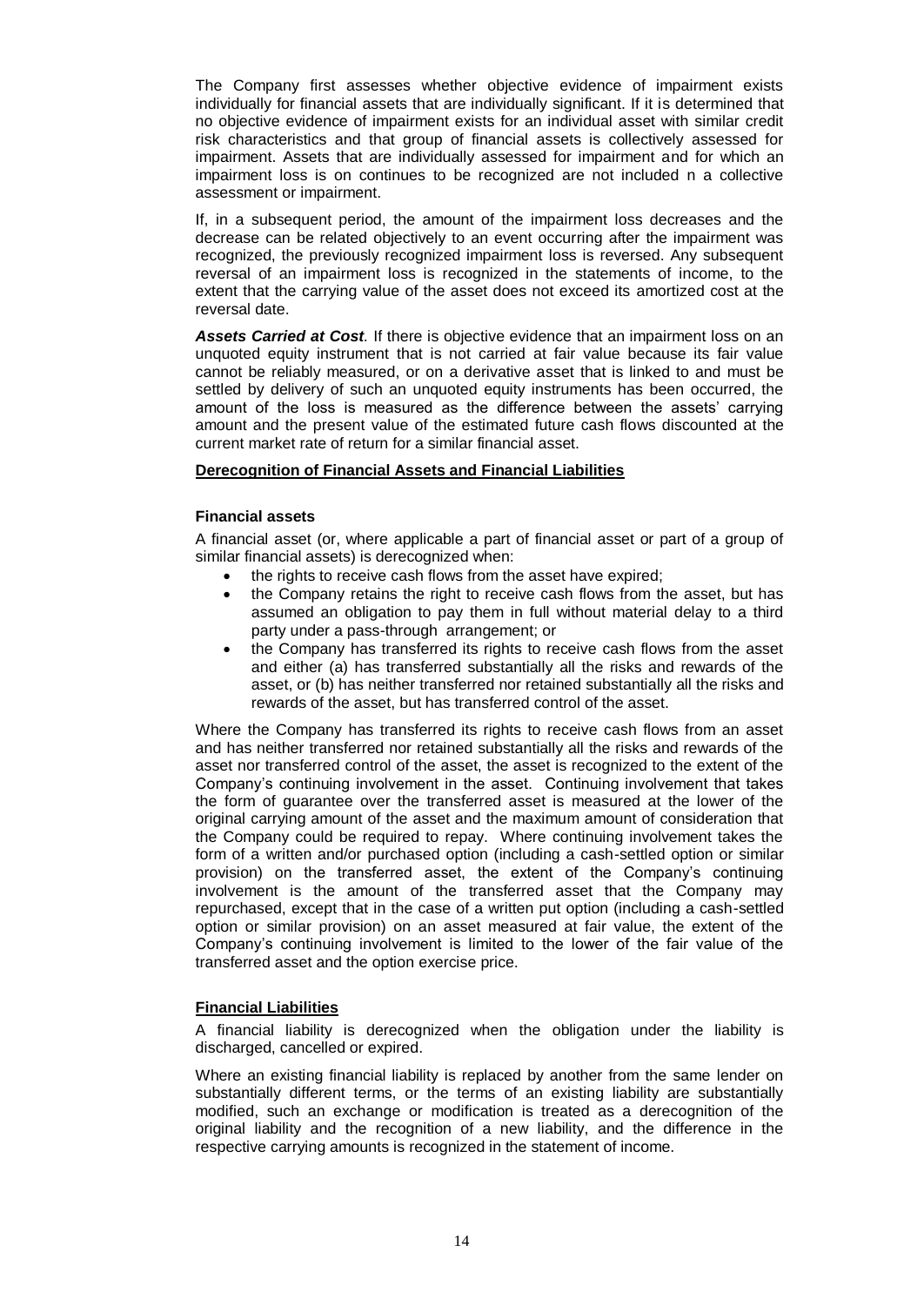The Company first assesses whether objective evidence of impairment exists individually for financial assets that are individually significant. If it is determined that no objective evidence of impairment exists for an individual asset with similar credit risk characteristics and that group of financial assets is collectively assessed for impairment. Assets that are individually assessed for impairment and for which an impairment loss is on continues to be recognized are not included n a collective assessment or impairment.

If, in a subsequent period, the amount of the impairment loss decreases and the decrease can be related objectively to an event occurring after the impairment was recognized, the previously recognized impairment loss is reversed. Any subsequent reversal of an impairment loss is recognized in the statements of income, to the extent that the carrying value of the asset does not exceed its amortized cost at the reversal date.

***Assets Carried at Cost***. If there is objective evidence that an impairment loss on an unquoted equity instrument that is not carried at fair value because its fair value cannot be reliably measured, or on a derivative asset that is linked to and must be settled by delivery of such an unquoted equity instruments has been occurred, the amount of the loss is measured as the difference between the assets' carrying amount and the present value of the estimated future cash flows discounted at the current market rate of return for a similar financial asset.

**Derecognition of Financial Assets and Financial Liabilities**

**Financial assets**

A financial asset (or, where applicable a part of financial asset or part of a group of similar financial assets) is derecognized when:

- the rights to receive cash flows from the asset have expired;
- the Company retains the right to receive cash flows from the asset, but has assumed an obligation to pay them in full without material delay to a third party under a pass-through arrangement; or
- the Company has transferred its rights to receive cash flows from the asset and either (a) has transferred substantially all the risks and rewards of the asset, or (b) has neither transferred nor retained substantially all the risks and rewards of the asset, but has transferred control of the asset.

Where the Company has transferred its rights to receive cash flows from an asset and has neither transferred nor retained substantially all the risks and rewards of the asset nor transferred control of the asset, the asset is recognized to the extent of the Company's continuing involvement in the asset. Continuing involvement that takes the form of guarantee over the transferred asset is measured at the lower of the original carrying amount of the asset and the maximum amount of consideration that the Company could be required to repay. Where continuing involvement takes the form of a written and/or purchased option (including a cash-settled option or similar provision) on the transferred asset, the extent of the Company's continuing involvement is the amount of the transferred asset that the Company may repurchased, except that in the case of a written put option (including a cash-settled option or similar provision) on an asset measured at fair value, the extent of the Company's continuing involvement is limited to the lower of the fair value of the transferred asset and the option exercise price.

**Financial Liabilities**

A financial liability is derecognized when the obligation under the liability is discharged, cancelled or expired.

Where an existing financial liability is replaced by another from the same lender on substantially different terms, or the terms of an existing liability are substantially modified, such an exchange or modification is treated as a derecognition of the original liability and the recognition of a new liability, and the difference in the respective carrying amounts is recognized in the statement of income.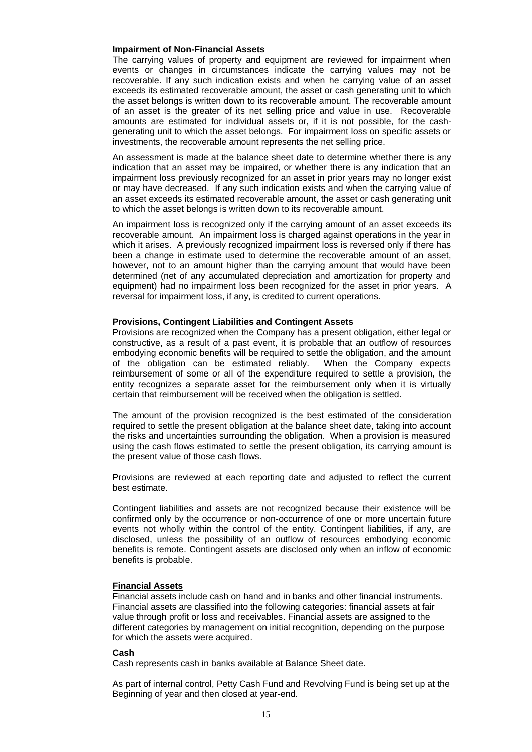**Impairment of Non-Financial Assets**

The carrying values of property and equipment are reviewed for impairment when events or changes in circumstances indicate the carrying values may not be recoverable. If any such indication exists and when he carrying value of an asset exceeds its estimated recoverable amount, the asset or cash generating unit to which the asset belongs is written down to its recoverable amount. The recoverable amount of an asset is the greater of its net selling price and value in use. Recoverable amounts are estimated for individual assets or, if it is not possible, for the cash-generating unit to which the asset belongs. For impairment loss on specific assets or investments, the recoverable amount represents the net selling price.

An assessment is made at the balance sheet date to determine whether there is any indication that an asset may be impaired, or whether there is any indication that an impairment loss previously recognized for an asset in prior years may no longer exist or may have decreased. If any such indication exists and when the carrying value of an asset exceeds its estimated recoverable amount, the asset or cash generating unit to which the asset belongs is written down to its recoverable amount.

An impairment loss is recognized only if the carrying amount of an asset exceeds its recoverable amount. An impairment loss is charged against operations in the year in which it arises. A previously recognized impairment loss is reversed only if there has been a change in estimate used to determine the recoverable amount of an asset, however, not to an amount higher than the carrying amount that would have been determined (net of any accumulated depreciation and amortization for property and equipment) had no impairment loss been recognized for the asset in prior years. A reversal for impairment loss, if any, is credited to current operations.

**Provisions, Contingent Liabilities and Contingent Assets**

Provisions are recognized when the Company has a present obligation, either legal or constructive, as a result of a past event, it is probable that an outflow of resources embodying economic benefits will be required to settle the obligation, and the amount of the obligation can be estimated reliably. When the Company expects reimbursement of some or all of the expenditure required to settle a provision, the entity recognizes a separate asset for the reimbursement only when it is virtually certain that reimbursement will be received when the obligation is settled.

The amount of the provision recognized is the best estimated of the consideration required to settle the present obligation at the balance sheet date, taking into account the risks and uncertainties surrounding the obligation. When a provision is measured using the cash flows estimated to settle the present obligation, its carrying amount is the present value of those cash flows.

Provisions are reviewed at each reporting date and adjusted to reflect the current best estimate.

Contingent liabilities and assets are not recognized because their existence will be confirmed only by the occurrence or non-occurrence of one or more uncertain future events not wholly within the control of the entity. Contingent liabilities, if any, are disclosed, unless the possibility of an outflow of resources embodying economic benefits is remote. Contingent assets are disclosed only when an inflow of economic benefits is probable.

**Financial Assets**

Financial assets include cash on hand and in banks and other financial instruments. Financial assets are classified into the following categories: financial assets at fair value through profit or loss and receivables. Financial assets are assigned to the different categories by management on initial recognition, depending on the purpose for which the assets were acquired.

**Cash**

Cash represents cash in banks available at Balance Sheet date.

As part of internal control, Petty Cash Fund and Revolving Fund is being set up at the Beginning of year and then closed at year-end.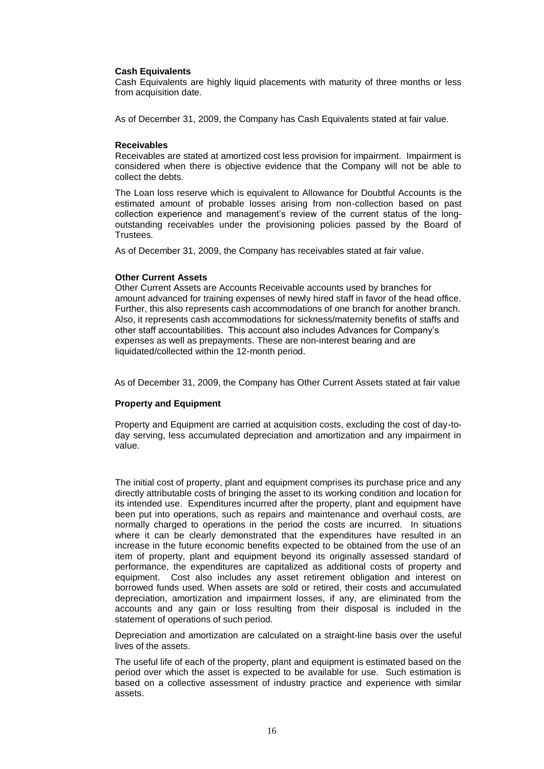**Cash Equivalents**

Cash Equivalents are highly liquid placements with maturity of three months or less from acquisition date.

As of December 31, 2009, the Company has Cash Equivalents stated at fair value.

**Receivables**

Receivables are stated at amortized cost less provision for impairment. Impairment is considered when there is objective evidence that the Company will not be able to collect the debts.

The Loan loss reserve which is equivalent to Allowance for Doubtful Accounts is the estimated amount of probable losses arising from non-collection based on past collection experience and management's review of the current status of the long-outstanding receivables under the provisioning policies passed by the Board of Trustees.

As of December 31, 2009, the Company has receivables stated at fair value.

**Other Current Assets**

Other Current Assets are Accounts Receivable accounts used by branches for amount advanced for training expenses of newly hired staff in favor of the head office. Further, this also represents cash accommodations of one branch for another branch. Also, it represents cash accommodations for sickness/maternity benefits of staffs and other staff accountabilities. This account also includes Advances for Company's expenses as well as prepayments. These are non-interest bearing and are liquidated/collected within the 12-month period.

As of December 31, 2009, the Company has Other Current Assets stated at fair value

**Property and Equipment**

Property and Equipment are carried at acquisition costs, excluding the cost of day-to-day serving, less accumulated depreciation and amortization and any impairment in value.

The initial cost of property, plant and equipment comprises its purchase price and any directly attributable costs of bringing the asset to its working condition and location for its intended use. Expenditures incurred after the property, plant and equipment have been put into operations, such as repairs and maintenance and overhaul costs, are normally charged to operations in the period the costs are incurred. In situations where it can be clearly demonstrated that the expenditures have resulted in an increase in the future economic benefits expected to be obtained from the use of an item of property, plant and equipment beyond its originally assessed standard of performance, the expenditures are capitalized as additional costs of property and equipment. Cost also includes any asset retirement obligation and interest on borrowed funds used. When assets are sold or retired, their costs and accumulated depreciation, amortization and impairment losses, if any, are eliminated from the accounts and any gain or loss resulting from their disposal is included in the statement of operations of such period.

Depreciation and amortization are calculated on a straight-line basis over the useful lives of the assets.

The useful life of each of the property, plant and equipment is estimated based on the period over which the asset is expected to be available for use. Such estimation is based on a collective assessment of industry practice and experience with similar assets.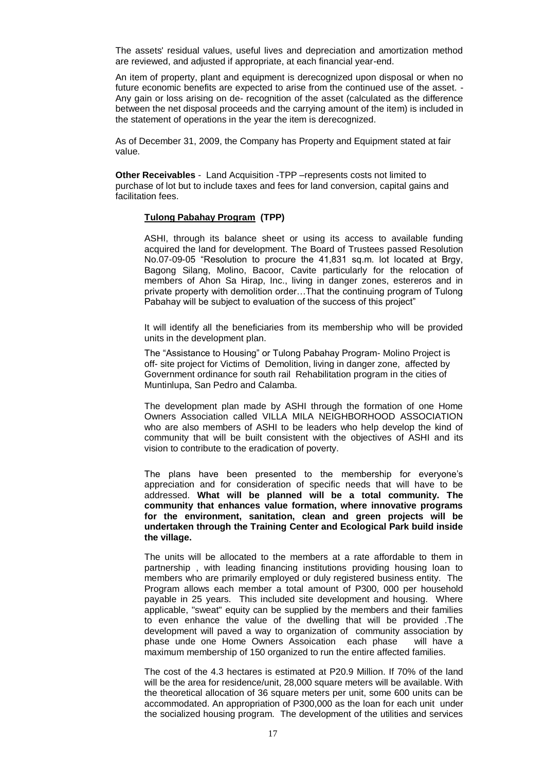The assets' residual values, useful lives and depreciation and amortization method are reviewed, and adjusted if appropriate, at each financial year-end.

An item of property, plant and equipment is derecognized upon disposal or when no future economic benefits are expected to arise from the continued use of the asset. - Any gain or loss arising on de- recognition of the asset (calculated as the difference between the net disposal proceeds and the carrying amount of the item) is included in the statement of operations in the year the item is derecognized.

As of December 31, 2009, the Company has Property and Equipment stated at fair value.

**Other Receivables** - Land Acquisition -TPP –represents costs not limited to purchase of lot but to include taxes and fees for land conversion, capital gains and facilitation fees.

**Tulong Pabahay Program (TPP)**

ASHI, through its balance sheet or using its access to available funding acquired the land for development. The Board of Trustees passed Resolution No.07-09-05 "Resolution to procure the 41,831 sq.m. lot located at Brgy, Bagong Silang, Molino, Bacoor, Cavite particularly for the relocation of members of Ahon Sa Hirap, Inc., living in danger zones, estereros and in private property with demolition order…That the continuing program of Tulong Pabahay will be subject to evaluation of the success of this project"

It will identify all the beneficiaries from its membership who will be provided units in the development plan.

The "Assistance to Housing" or Tulong Pabahay Program- Molino Project is off- site project for Victims of Demolition, living in danger zone, affected by Government ordinance for south rail Rehabilitation program in the cities of Muntinlupa, San Pedro and Calamba.

The development plan made by ASHI through the formation of one Home Owners Association called VILLA MILA NEIGHBORHOOD ASSOCIATION who are also members of ASHI to be leaders who help develop the kind of community that will be built consistent with the objectives of ASHI and its vision to contribute to the eradication of poverty.

The plans have been presented to the membership for everyone's appreciation and for consideration of specific needs that will have to be addressed. **What will be planned will be a total community. The community that enhances value formation, where innovative programs for the environment, sanitation, clean and green projects will be undertaken through the Training Center and Ecological Park build inside the village.**

The units will be allocated to the members at a rate affordable to them in partnership , with leading financing institutions providing housing loan to members who are primarily employed or duly registered business entity. The Program allows each member a total amount of P300, 000 per household payable in 25 years. This included site development and housing. Where applicable, "sweat" equity can be supplied by the members and their families to even enhance the value of the dwelling that will be provided .The development will paved a way to organization of community association by phase unde one Home Owners Assoication each phase will have a maximum membership of 150 organized to run the entire affected families.

The cost of the 4.3 hectares is estimated at P20.9 Million. If 70% of the land will be the area for residence/unit, 28,000 square meters will be available. With the theoretical allocation of 36 square meters per unit, some 600 units can be accommodated. An appropriation of P300,000 as the loan for each unit under the socialized housing program. The development of the utilities and services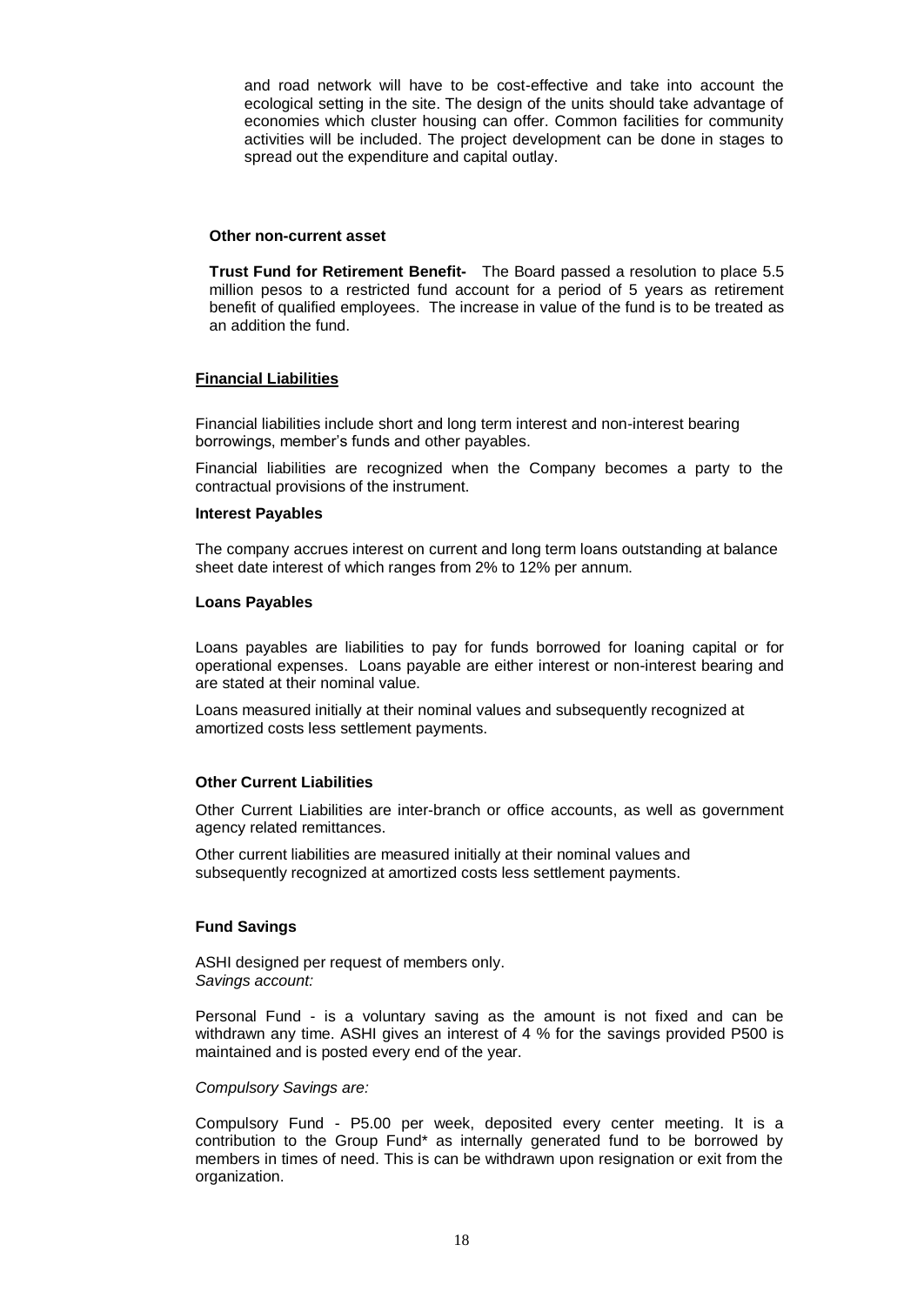and road network will have to be cost-effective and take into account the ecological setting in the site. The design of the units should take advantage of economies which cluster housing can offer. Common facilities for community activities will be included. The project development can be done in stages to spread out the expenditure and capital outlay.

**Other non-current asset**

**Trust Fund for Retirement Benefit-** The Board passed a resolution to place 5.5 million pesos to a restricted fund account for a period of 5 years as retirement benefit of qualified employees. The increase in value of the fund is to be treated as an addition the fund.

## Financial Liabilities

Financial liabilities include short and long term interest and non-interest bearing borrowings, member's funds and other payables.

Financial liabilities are recognized when the Company becomes a party to the contractual provisions of the instrument.

**Interest Payables**

The company accrues interest on current and long term loans outstanding at balance sheet date interest of which ranges from 2% to 12% per annum.

**Loans Payables**

Loans payables are liabilities to pay for funds borrowed for loaning capital or for operational expenses. Loans payable are either interest or non-interest bearing and are stated at their nominal value.

Loans measured initially at their nominal values and subsequently recognized at amortized costs less settlement payments.

**Other Current Liabilities**

Other Current Liabilities are inter-branch or office accounts, as well as government agency related remittances.

Other current liabilities are measured initially at their nominal values and subsequently recognized at amortized costs less settlement payments.

**Fund Savings**

ASHI designed per request of members only.
*Savings account:*

Personal Fund - is a voluntary saving as the amount is not fixed and can be withdrawn any time. ASHI gives an interest of 4 % for the savings provided P500 is maintained and is posted every end of the year.

*Compulsory Savings are:*

Compulsory Fund - P5.00 per week, deposited every center meeting. It is a contribution to the Group Fund* as internally generated fund to be borrowed by members in times of need. This is can be withdrawn upon resignation or exit from the organization.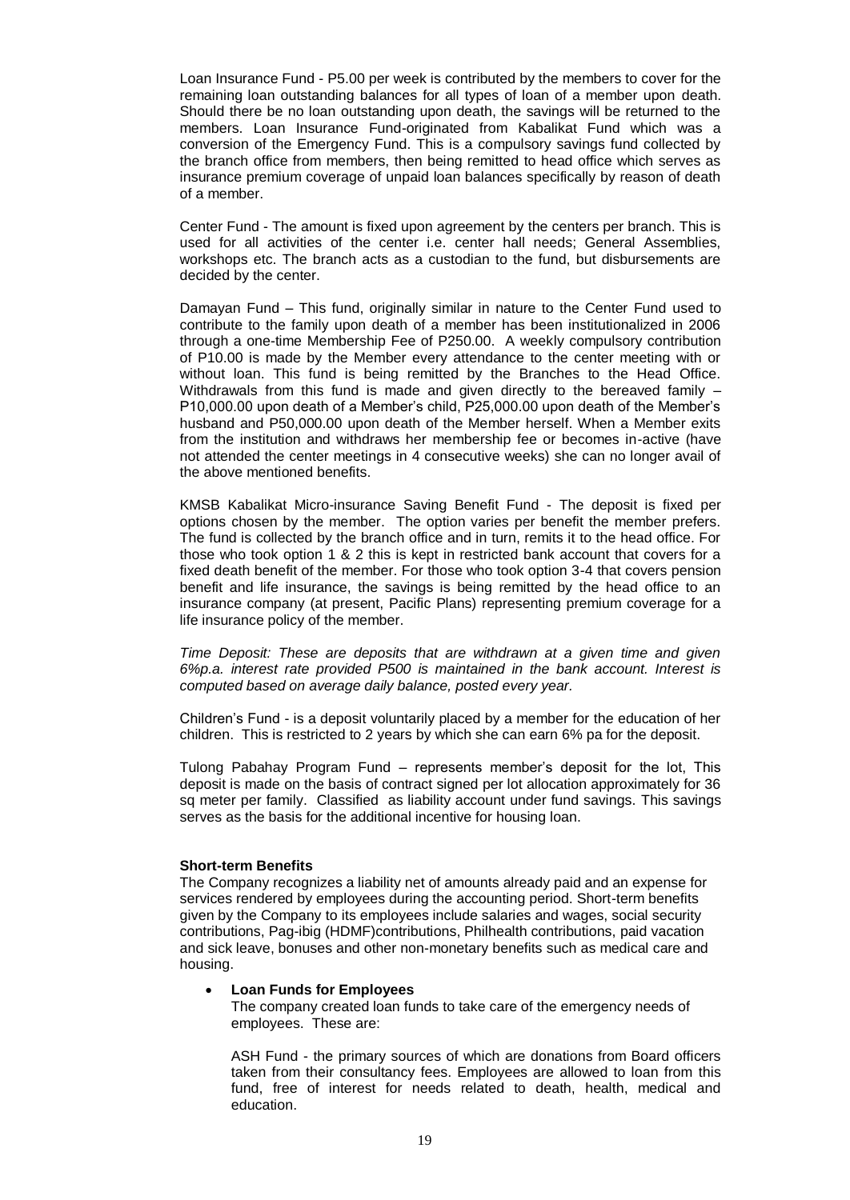Loan Insurance Fund - P5.00 per week is contributed by the members to cover for the remaining loan outstanding balances for all types of loan of a member upon death. Should there be no loan outstanding upon death, the savings will be returned to the members. Loan Insurance Fund-originated from Kabalikat Fund which was a conversion of the Emergency Fund. This is a compulsory savings fund collected by the branch office from members, then being remitted to head office which serves as insurance premium coverage of unpaid loan balances specifically by reason of death of a member.

Center Fund - The amount is fixed upon agreement by the centers per branch. This is used for all activities of the center i.e. center hall needs; General Assemblies, workshops etc. The branch acts as a custodian to the fund, but disbursements are decided by the center.

Damayan Fund – This fund, originally similar in nature to the Center Fund used to contribute to the family upon death of a member has been institutionalized in 2006 through a one-time Membership Fee of P250.00. A weekly compulsory contribution of P10.00 is made by the Member every attendance to the center meeting with or without loan. This fund is being remitted by the Branches to the Head Office. Withdrawals from this fund is made and given directly to the bereaved family – P10,000.00 upon death of a Member's child, P25,000.00 upon death of the Member's husband and P50,000.00 upon death of the Member herself. When a Member exits from the institution and withdraws her membership fee or becomes in-active (have not attended the center meetings in 4 consecutive weeks) she can no longer avail of the above mentioned benefits.

KMSB Kabalikat Micro-insurance Saving Benefit Fund - The deposit is fixed per options chosen by the member. The option varies per benefit the member prefers. The fund is collected by the branch office and in turn, remits it to the head office. For those who took option 1 & 2 this is kept in restricted bank account that covers for a fixed death benefit of the member. For those who took option 3-4 that covers pension benefit and life insurance, the savings is being remitted by the head office to an insurance company (at present, Pacific Plans) representing premium coverage for a life insurance policy of the member.

*Time Deposit: These are deposits that are withdrawn at a given time and given 6%p.a. interest rate provided P500 is maintained in the bank account. Interest is computed based on average daily balance, posted every year.*

Children's Fund - is a deposit voluntarily placed by a member for the education of her children. This is restricted to 2 years by which she can earn 6% pa for the deposit.

Tulong Pabahay Program Fund – represents member's deposit for the lot, This deposit is made on the basis of contract signed per lot allocation approximately for 36 sq meter per family. Classified as liability account under fund savings. This savings serves as the basis for the additional incentive for housing loan.

**Short-term Benefits**

The Company recognizes a liability net of amounts already paid and an expense for services rendered by employees during the accounting period. Short-term benefits given by the Company to its employees include salaries and wages, social security contributions, Pag-ibig (HDMF)contributions, Philhealth contributions, paid vacation and sick leave, bonuses and other non-monetary benefits such as medical care and housing.

- **Loan Funds for Employees**

  The company created loan funds to take care of the emergency needs of employees. These are:

  ASH Fund - the primary sources of which are donations from Board officers taken from their consultancy fees. Employees are allowed to loan from this fund, free of interest for needs related to death, health, medical and education.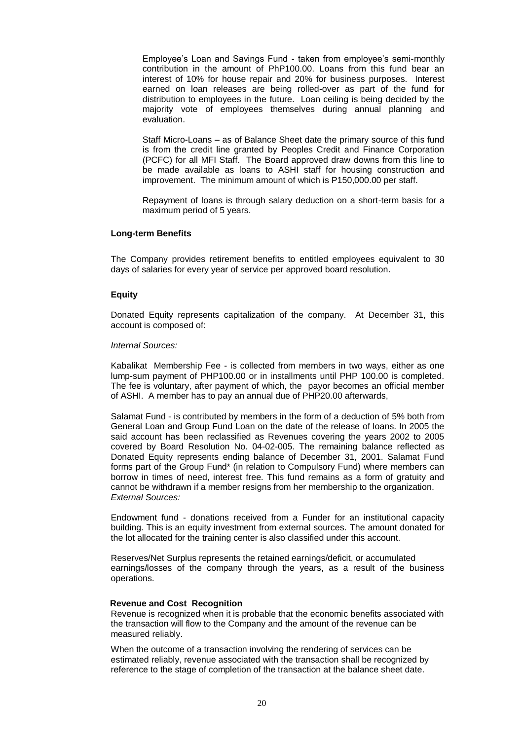Employee's Loan and Savings Fund - taken from employee's semi-monthly contribution in the amount of PhP100.00. Loans from this fund bear an interest of 10% for house repair and 20% for business purposes. Interest earned on loan releases are being rolled-over as part of the fund for distribution to employees in the future. Loan ceiling is being decided by the majority vote of employees themselves during annual planning and evaluation.

Staff Micro-Loans – as of Balance Sheet date the primary source of this fund is from the credit line granted by Peoples Credit and Finance Corporation (PCFC) for all MFI Staff. The Board approved draw downs from this line to be made available as loans to ASHI staff for housing construction and improvement. The minimum amount of which is P150,000.00 per staff.

Repayment of loans is through salary deduction on a short-term basis for a maximum period of 5 years.

**Long-term Benefits**

The Company provides retirement benefits to entitled employees equivalent to 30 days of salaries for every year of service per approved board resolution.

**Equity**

Donated Equity represents capitalization of the company. At December 31, this account is composed of:

*Internal Sources:*

Kabalikat Membership Fee - is collected from members in two ways, either as one lump-sum payment of PHP100.00 or in installments until PHP 100.00 is completed. The fee is voluntary, after payment of which, the payor becomes an official member of ASHI. A member has to pay an annual due of PHP20.00 afterwards,

Salamat Fund - is contributed by members in the form of a deduction of 5% both from General Loan and Group Fund Loan on the date of the release of loans. In 2005 the said account has been reclassified as Revenues covering the years 2002 to 2005 covered by Board Resolution No. 04-02-005. The remaining balance reflected as Donated Equity represents ending balance of December 31, 2001. Salamat Fund forms part of the Group Fund* (in relation to Compulsory Fund) where members can borrow in times of need, interest free. This fund remains as a form of gratuity and cannot be withdrawn if a member resigns from her membership to the organization.

*External Sources:*

Endowment fund - donations received from a Funder for an institutional capacity building. This is an equity investment from external sources. The amount donated for the lot allocated for the training center is also classified under this account.

Reserves/Net Surplus represents the retained earnings/deficit, or accumulated earnings/losses of the company through the years, as a result of the business operations.

**Revenue and Cost Recognition**

Revenue is recognized when it is probable that the economic benefits associated with the transaction will flow to the Company and the amount of the revenue can be measured reliably.

When the outcome of a transaction involving the rendering of services can be estimated reliably, revenue associated with the transaction shall be recognized by reference to the stage of completion of the transaction at the balance sheet date.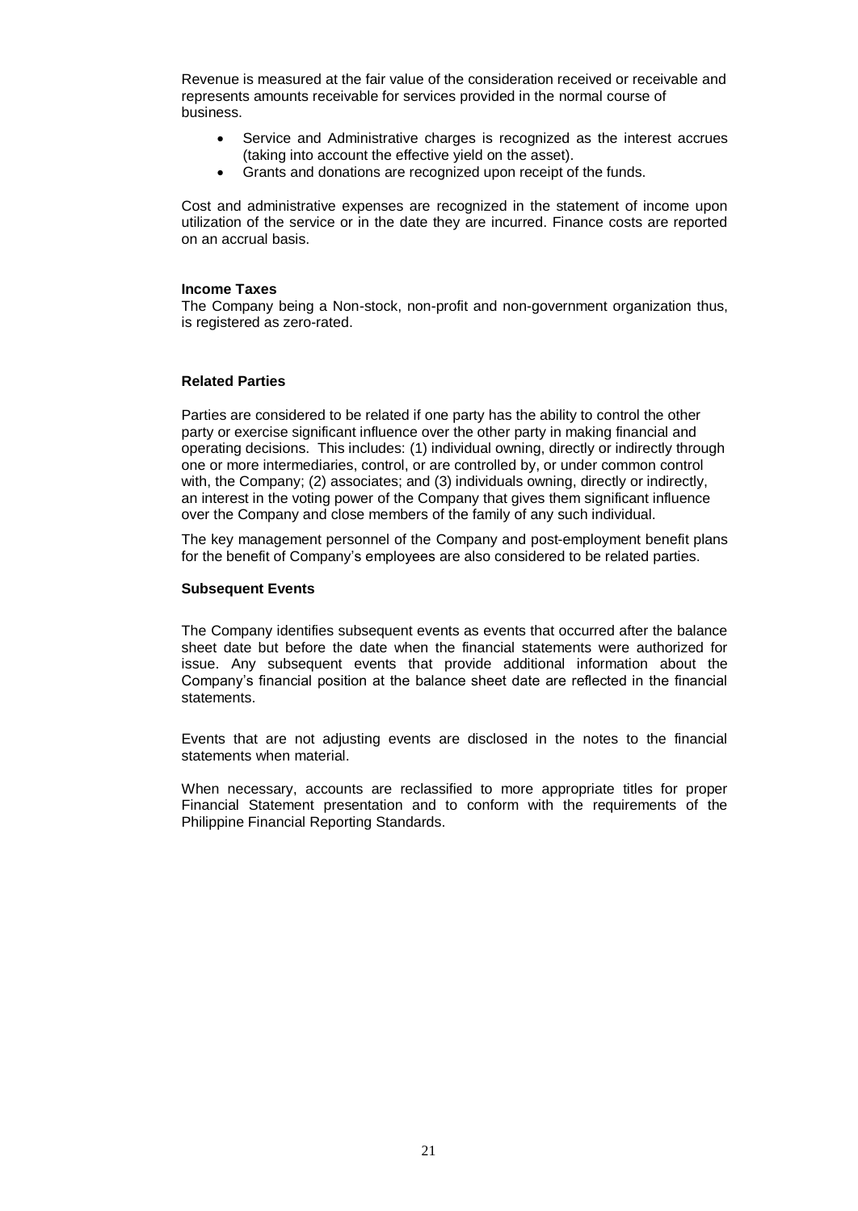Revenue is measured at the fair value of the consideration received or receivable and represents amounts receivable for services provided in the normal course of business.

- Service and Administrative charges is recognized as the interest accrues (taking into account the effective yield on the asset).
- Grants and donations are recognized upon receipt of the funds.

Cost and administrative expenses are recognized in the statement of income upon utilization of the service or in the date they are incurred. Finance costs are reported on an accrual basis.

**Income Taxes**

The Company being a Non-stock, non-profit and non-government organization thus, is registered as zero-rated.

**Related Parties**

Parties are considered to be related if one party has the ability to control the other party or exercise significant influence over the other party in making financial and operating decisions. This includes: (1) individual owning, directly or indirectly through one or more intermediaries, control, or are controlled by, or under common control with, the Company; (2) associates; and (3) individuals owning, directly or indirectly, an interest in the voting power of the Company that gives them significant influence over the Company and close members of the family of any such individual.

The key management personnel of the Company and post-employment benefit plans for the benefit of Company's employees are also considered to be related parties.

**Subsequent Events**

The Company identifies subsequent events as events that occurred after the balance sheet date but before the date when the financial statements were authorized for issue. Any subsequent events that provide additional information about the Company's financial position at the balance sheet date are reflected in the financial statements.

Events that are not adjusting events are disclosed in the notes to the financial statements when material.

When necessary, accounts are reclassified to more appropriate titles for proper Financial Statement presentation and to conform with the requirements of the Philippine Financial Reporting Standards.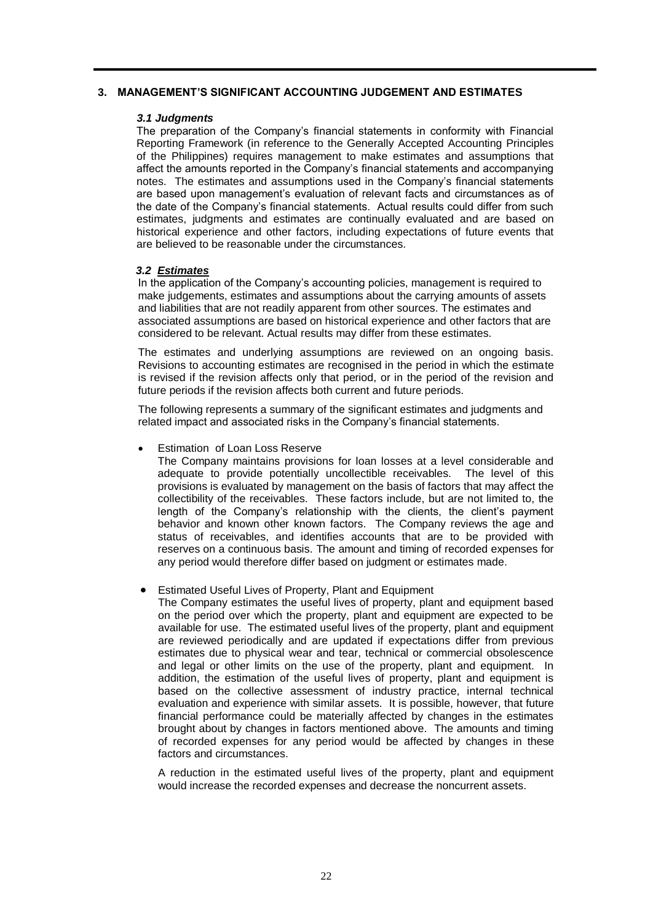## 3. MANAGEMENT'S SIGNIFICANT ACCOUNTING JUDGEMENT AND ESTIMATES

### *3.1 Judgments*

The preparation of the Company's financial statements in conformity with Financial Reporting Framework (in reference to the Generally Accepted Accounting Principles of the Philippines) requires management to make estimates and assumptions that affect the amounts reported in the Company's financial statements and accompanying notes. The estimates and assumptions used in the Company's financial statements are based upon management's evaluation of relevant facts and circumstances as of the date of the Company's financial statements. Actual results could differ from such estimates, judgments and estimates are continually evaluated and are based on historical experience and other factors, including expectations of future events that are believed to be reasonable under the circumstances.

### *3.2 Estimates*

In the application of the Company's accounting policies, management is required to make judgements, estimates and assumptions about the carrying amounts of assets and liabilities that are not readily apparent from other sources. The estimates and associated assumptions are based on historical experience and other factors that are considered to be relevant. Actual results may differ from these estimates.

The estimates and underlying assumptions are reviewed on an ongoing basis. Revisions to accounting estimates are recognised in the period in which the estimate is revised if the revision affects only that period, or in the period of the revision and future periods if the revision affects both current and future periods.

The following represents a summary of the significant estimates and judgments and related impact and associated risks in the Company's financial statements.

- Estimation of Loan Loss Reserve

  The Company maintains provisions for loan losses at a level considerable and adequate to provide potentially uncollectible receivables. The level of this provisions is evaluated by management on the basis of factors that may affect the collectibility of the receivables. These factors include, but are not limited to, the length of the Company's relationship with the clients, the client's payment behavior and known other known factors. The Company reviews the age and status of receivables, and identifies accounts that are to be provided with reserves on a continuous basis. The amount and timing of recorded expenses for any period would therefore differ based on judgment or estimates made.

- Estimated Useful Lives of Property, Plant and Equipment

  The Company estimates the useful lives of property, plant and equipment based on the period over which the property, plant and equipment are expected to be available for use. The estimated useful lives of the property, plant and equipment are reviewed periodically and are updated if expectations differ from previous estimates due to physical wear and tear, technical or commercial obsolescence and legal or other limits on the use of the property, plant and equipment. In addition, the estimation of the useful lives of property, plant and equipment is based on the collective assessment of industry practice, internal technical evaluation and experience with similar assets. It is possible, however, that future financial performance could be materially affected by changes in the estimates brought about by changes in factors mentioned above. The amounts and timing of recorded expenses for any period would be affected by changes in these factors and circumstances.

  A reduction in the estimated useful lives of the property, plant and equipment would increase the recorded expenses and decrease the noncurrent assets.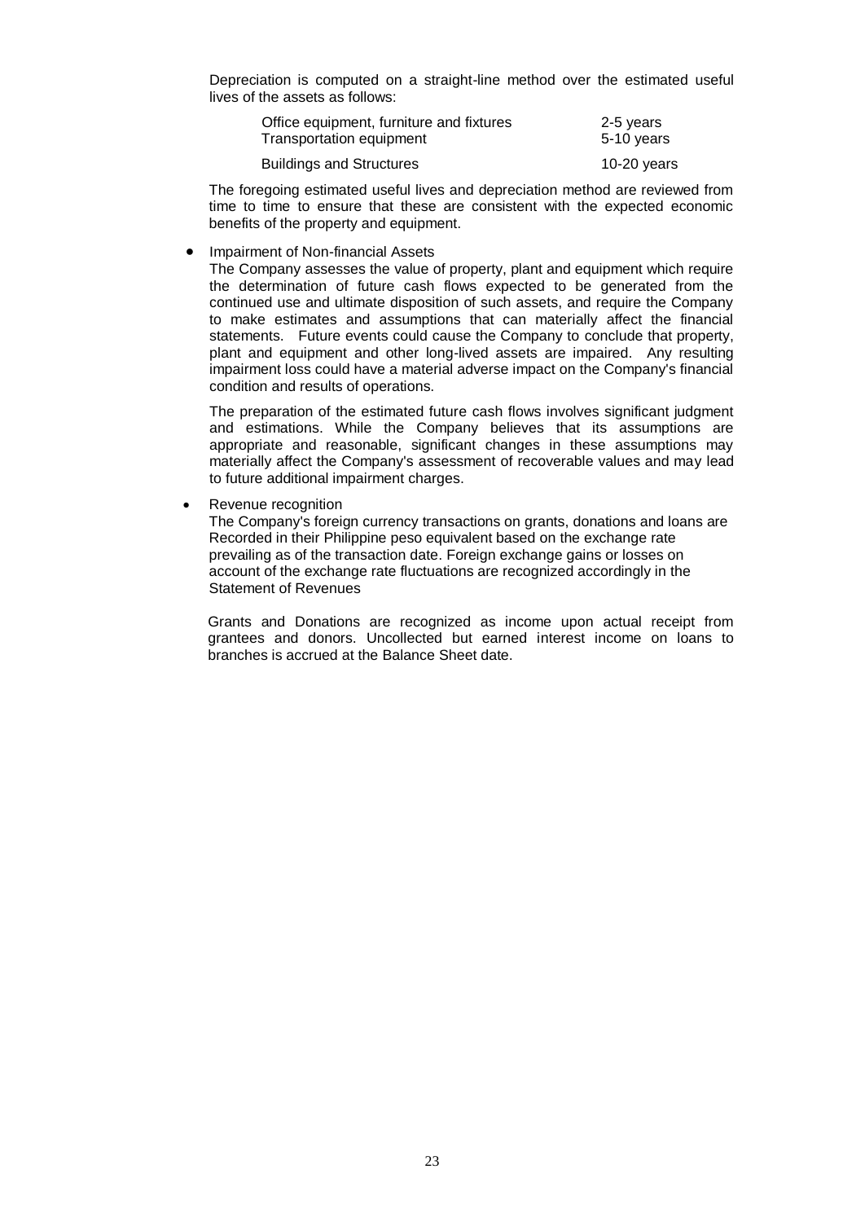Depreciation is computed on a straight-line method over the estimated useful lives of the assets as follows:

| | |
|---|---|
| Office equipment, furniture and fixtures | 2-5 years |
| Transportation equipment | 5-10 years |
| Buildings and Structures | 10-20 years |

The foregoing estimated useful lives and depreciation method are reviewed from time to time to ensure that these are consistent with the expected economic benefits of the property and equipment.

- Impairment of Non-financial Assets

  The Company assesses the value of property, plant and equipment which require the determination of future cash flows expected to be generated from the continued use and ultimate disposition of such assets, and require the Company to make estimates and assumptions that can materially affect the financial statements. Future events could cause the Company to conclude that property, plant and equipment and other long-lived assets are impaired. Any resulting impairment loss could have a material adverse impact on the Company's financial condition and results of operations.

  The preparation of the estimated future cash flows involves significant judgment and estimations. While the Company believes that its assumptions are appropriate and reasonable, significant changes in these assumptions may materially affect the Company's assessment of recoverable values and may lead to future additional impairment charges.

- Revenue recognition

  The Company's foreign currency transactions on grants, donations and loans are Recorded in their Philippine peso equivalent based on the exchange rate prevailing as of the transaction date. Foreign exchange gains or losses on account of the exchange rate fluctuations are recognized accordingly in the Statement of Revenues

  Grants and Donations are recognized as income upon actual receipt from grantees and donors. Uncollected but earned interest income on loans to branches is accrued at the Balance Sheet date.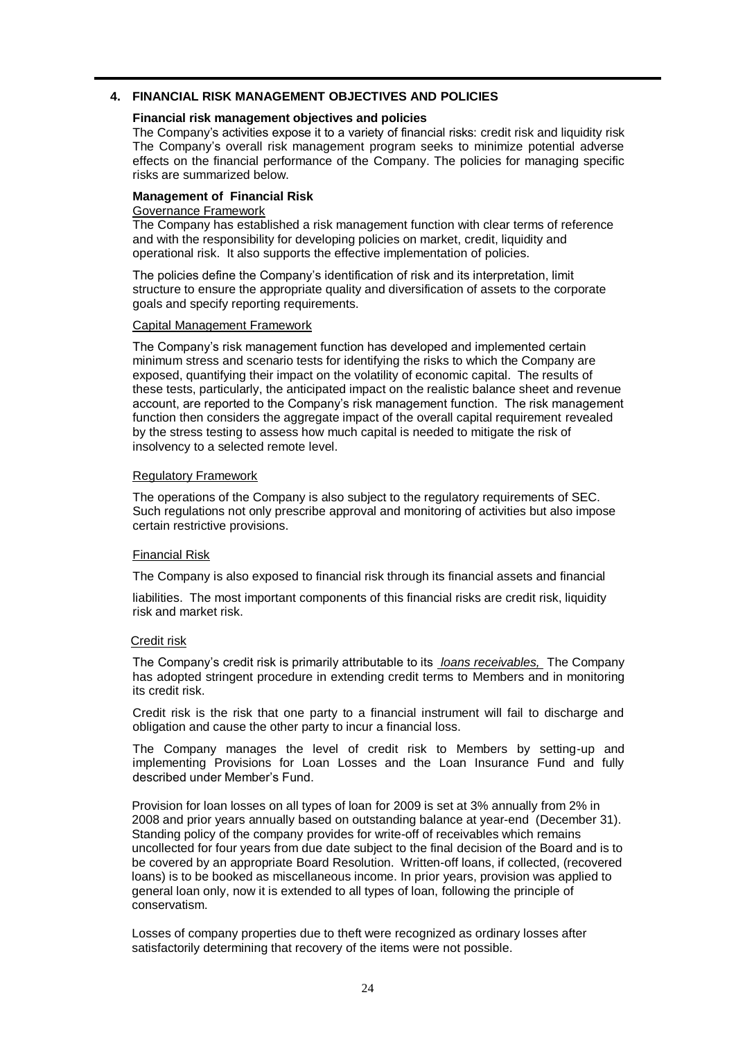## 4. FINANCIAL RISK MANAGEMENT OBJECTIVES AND POLICIES

**Financial risk management objectives and policies**

The Company's activities expose it to a variety of financial risks: credit risk and liquidity risk The Company's overall risk management program seeks to minimize potential adverse effects on the financial performance of the Company. The policies for managing specific risks are summarized below.

**Management of Financial Risk**

Governance Framework

The Company has established a risk management function with clear terms of reference and with the responsibility for developing policies on market, credit, liquidity and operational risk. It also supports the effective implementation of policies.

The policies define the Company's identification of risk and its interpretation, limit structure to ensure the appropriate quality and diversification of assets to the corporate goals and specify reporting requirements.

Capital Management Framework

The Company's risk management function has developed and implemented certain minimum stress and scenario tests for identifying the risks to which the Company are exposed, quantifying their impact on the volatility of economic capital. The results of these tests, particularly, the anticipated impact on the realistic balance sheet and revenue account, are reported to the Company's risk management function. The risk management function then considers the aggregate impact of the overall capital requirement revealed by the stress testing to assess how much capital is needed to mitigate the risk of insolvency to a selected remote level.

Regulatory Framework

The operations of the Company is also subject to the regulatory requirements of SEC. Such regulations not only prescribe approval and monitoring of activities but also impose certain restrictive provisions.

Financial Risk

The Company is also exposed to financial risk through its financial assets and financial liabilities. The most important components of this financial risks are credit risk, liquidity risk and market risk.

Credit risk

The Company's credit risk is primarily attributable to its *loans receivables,* The Company has adopted stringent procedure in extending credit terms to Members and in monitoring its credit risk.

Credit risk is the risk that one party to a financial instrument will fail to discharge and obligation and cause the other party to incur a financial loss.

The Company manages the level of credit risk to Members by setting-up and implementing Provisions for Loan Losses and the Loan Insurance Fund and fully described under Member's Fund.

Provision for loan losses on all types of loan for 2009 is set at 3% annually from 2% in 2008 and prior years annually based on outstanding balance at year-end (December 31). Standing policy of the company provides for write-off of receivables which remains uncollected for four years from due date subject to the final decision of the Board and is to be covered by an appropriate Board Resolution. Written-off loans, if collected, (recovered loans) is to be booked as miscellaneous income. In prior years, provision was applied to general loan only, now it is extended to all types of loan, following the principle of conservatism.

Losses of company properties due to theft were recognized as ordinary losses after satisfactorily determining that recovery of the items were not possible.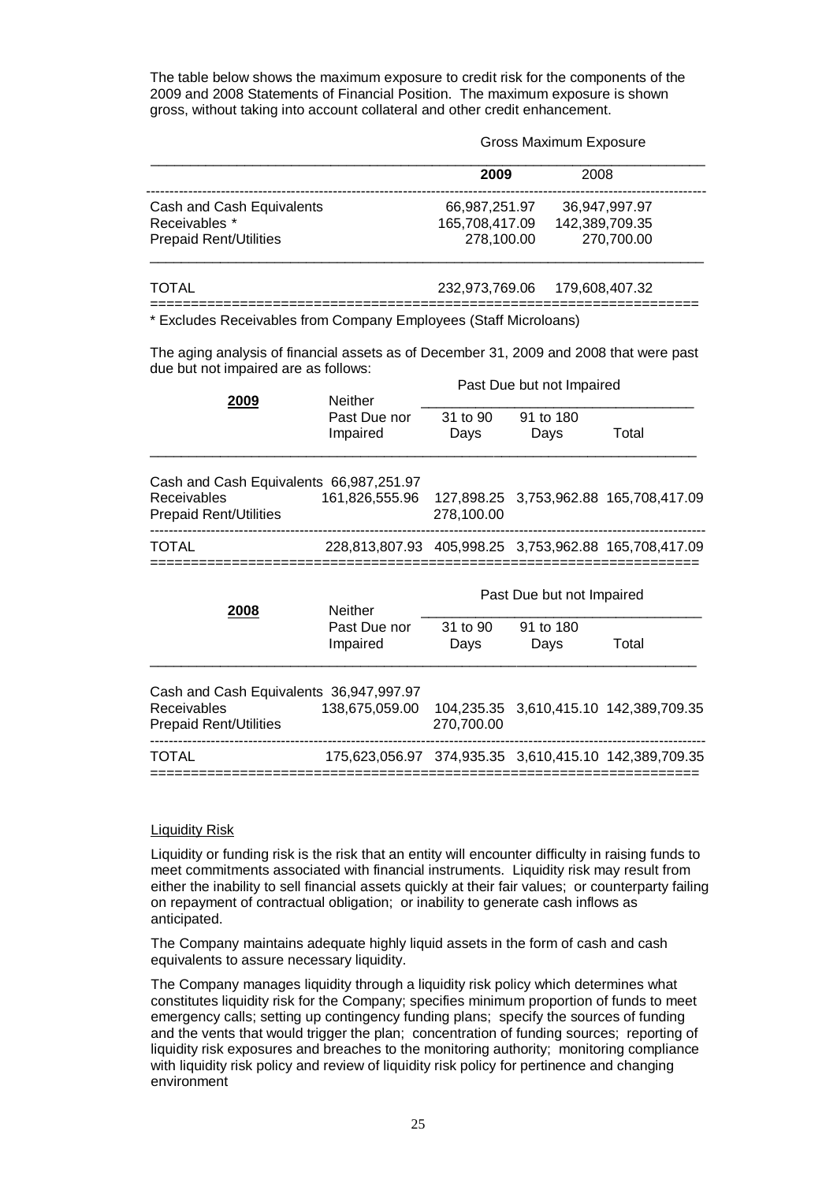The table below shows the maximum exposure to credit risk for the components of the 2009 and 2008 Statements of Financial Position. The maximum exposure is shown gross, without taking into account collateral and other credit enhancement.

| | Gross Maximum Exposure | |
|---|---|---|
| | **2009** | 2008 |
| Cash and Cash Equivalents | 66,987,251.97 | 36,947,997.97 |
| Receivables * | 165,708,417.09 | 142,389,709.35 |
| Prepaid Rent/Utilities | 278,100.00 | 270,700.00 |
| TOTAL | 232,973,769.06 | 179,608,407.32 |

* Excludes Receivables from Company Employees (Staff Microloans)

The aging analysis of financial assets as of December 31, 2009 and 2008 that were past due but not impaired are as follows:

| **2009** | Neither Past Due nor Impaired | Past Due but not Impaired | | |
|---|---|---|---|---|
| | | 31 to 90 Days | 91 to 180 Days | Total |
| Cash and Cash Equivalents | 66,987,251.97 | | | |
| Receivables | 161,826,555.96 | 127,898.25 | 3,753,962.88 | 165,708,417.09 |
| Prepaid Rent/Utilities | | 278,100.00 | | |
| TOTAL | 228,813,807.93 | 405,998.25 | 3,753,962.88 | 165,708,417.09 |

| **2008** | Neither Past Due nor Impaired | Past Due but not Impaired | | |
|---|---|---|---|---|
| | | 31 to 90 Days | 91 to 180 Days | Total |
| Cash and Cash Equivalents | 36,947,997.97 | | | |
| Receivables | 138,675,059.00 | 104,235.35 | 3,610,415.10 | 142,389,709.35 |
| Prepaid Rent/Utilities | | 270,700.00 | | |
| TOTAL | 175,623,056.97 | 374,935.35 | 3,610,415.10 | 142,389,709.35 |

Liquidity Risk

Liquidity or funding risk is the risk that an entity will encounter difficulty in raising funds to meet commitments associated with financial instruments. Liquidity risk may result from either the inability to sell financial assets quickly at their fair values; or counterparty failing on repayment of contractual obligation; or inability to generate cash inflows as anticipated.

The Company maintains adequate highly liquid assets in the form of cash and cash equivalents to assure necessary liquidity.

The Company manages liquidity through a liquidity risk policy which determines what constitutes liquidity risk for the Company; specifies minimum proportion of funds to meet emergency calls; setting up contingency funding plans; specify the sources of funding and the vents that would trigger the plan; concentration of funding sources; reporting of liquidity risk exposures and breaches to the monitoring authority; monitoring compliance with liquidity risk policy and review of liquidity risk policy for pertinence and changing environment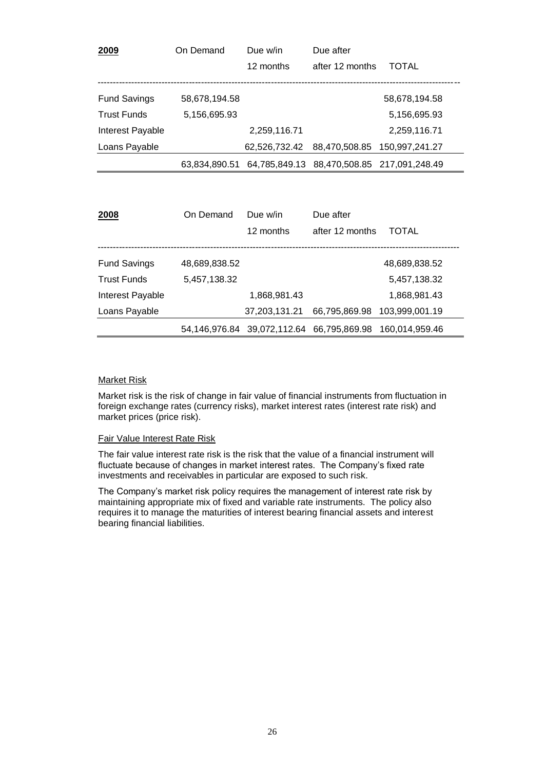| 2009 | On Demand | Due w/in 12 months | Due after after 12 months | TOTAL |
|---|---|---|---|---|
| Fund Savings | 58,678,194.58 | | | 58,678,194.58 |
| Trust Funds | 5,156,695.93 | | | 5,156,695.93 |
| Interest Payable | | 2,259,116.71 | | 2,259,116.71 |
| Loans Payable | | 62,526,732.42 | 88,470,508.85 | 150,997,241.27 |
| | 63,834,890.51 | 64,785,849.13 | 88,470,508.85 | 217,091,248.49 |

| 2008 | On Demand | Due w/in 12 months | Due after after 12 months | TOTAL |
|---|---|---|---|---|
| Fund Savings | 48,689,838.52 | | | 48,689,838.52 |
| Trust Funds | 5,457,138.32 | | | 5,457,138.32 |
| Interest Payable | | 1,868,981.43 | | 1,868,981.43 |
| Loans Payable | | 37,203,131.21 | 66,795,869.98 | 103,999,001.19 |
| | 54,146,976.84 | 39,072,112.64 | 66,795,869.98 | 160,014,959.46 |

Market Risk

Market risk is the risk of change in fair value of financial instruments from fluctuation in foreign exchange rates (currency risks), market interest rates (interest rate risk) and market prices (price risk).

Fair Value Interest Rate Risk

The fair value interest rate risk is the risk that the value of a financial instrument will fluctuate because of changes in market interest rates. The Company's fixed rate investments and receivables in particular are exposed to such risk.

The Company's market risk policy requires the management of interest rate risk by maintaining appropriate mix of fixed and variable rate instruments. The policy also requires it to manage the maturities of interest bearing financial assets and interest bearing financial liabilities.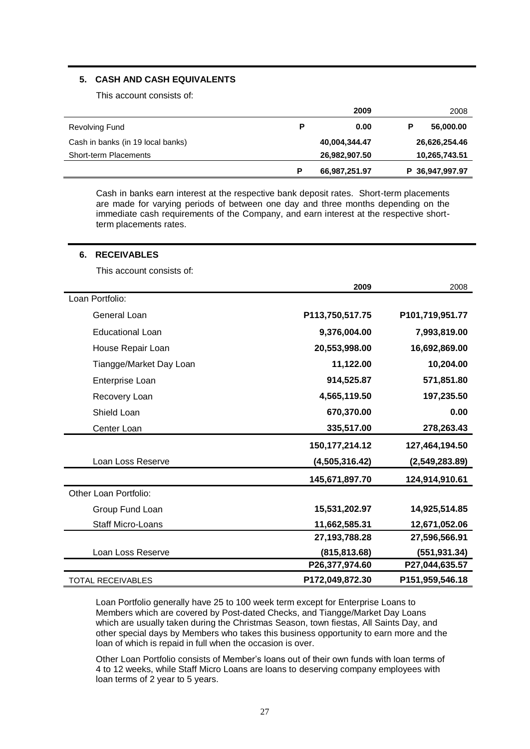## 5. CASH AND CASH EQUIVALENTS

This account consists of:

| | 2009 | 2008 |
|---|---|---|
| Revolving Fund | P 0.00 | P 56,000.00 |
| Cash in banks (in 19 local banks) | 40,004,344.47 | 26,626,254.46 |
| Short-term Placements | 26,982,907.50 | 10,265,743.51 |
| | P 66,987,251.97 | P 36,947,997.97 |

Cash in banks earn interest at the respective bank deposit rates. Short-term placements are made for varying periods of between one day and three months depending on the immediate cash requirements of the Company, and earn interest at the respective short-term placements rates.

## 6. RECEIVABLES

This account consists of:

| | 2009 | 2008 |
|---|---|---|
| Loan Portfolio: | | |
| General Loan | P113,750,517.75 | P101,719,951.77 |
| Educational Loan | 9,376,004.00 | 7,993,819.00 |
| House Repair Loan | 20,553,998.00 | 16,692,869.00 |
| Tiangge/Market Day Loan | 11,122.00 | 10,204.00 |
| Enterprise Loan | 914,525.87 | 571,851.80 |
| Recovery Loan | 4,565,119.50 | 197,235.50 |
| Shield Loan | 670,370.00 | 0.00 |
| Center Loan | 335,517.00 | 278,263.43 |
| | 150,177,214.12 | 127,464,194.50 |
| Loan Loss Reserve | (4,505,316.42) | (2,549,283.89) |
| | 145,671,897.70 | 124,914,910.61 |
| Other Loan Portfolio: | | |
| Group Fund Loan | 15,531,202.97 | 14,925,514.85 |
| Staff Micro-Loans | 11,662,585.31 | 12,671,052.06 |
| | 27,193,788.28 | 27,596,566.91 |
| Loan Loss Reserve | (815,813.68) | (551,931.34) |
| | P26,377,974.60 | P27,044,635.57 |
| TOTAL RECEIVABLES | P172,049,872.30 | P151,959,546.18 |

Loan Portfolio generally have 25 to 100 week term except for Enterprise Loans to Members which are covered by Post-dated Checks, and Tiangge/Market Day Loans which are usually taken during the Christmas Season, town fiestas, All Saints Day, and other special days by Members who takes this business opportunity to earn more and the loan of which is repaid in full when the occasion is over.

Other Loan Portfolio consists of Member's loans out of their own funds with loan terms of 4 to 12 weeks, while Staff Micro Loans are loans to deserving company employees with loan terms of 2 year to 5 years.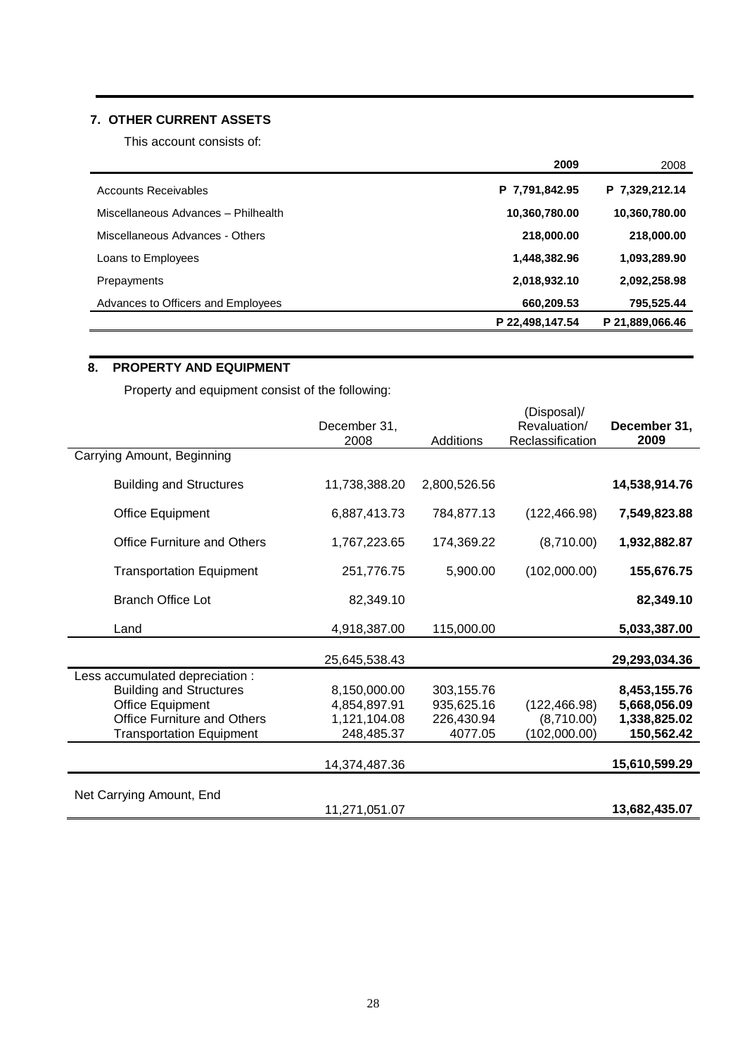## 7. OTHER CURRENT ASSETS

This account consists of:

| | 2009 | 2008 |
|---|---|---|
| Accounts Receivables | **P 7,791,842.95** | **P 7,329,212.14** |
| Miscellaneous Advances – Philhealth | **10,360,780.00** | **10,360,780.00** |
| Miscellaneous Advances - Others | **218,000.00** | **218,000.00** |
| Loans to Employees | **1,448,382.96** | **1,093,289.90** |
| Prepayments | **2,018,932.10** | **2,092,258.98** |
| Advances to Officers and Employees | **660,209.53** | **795,525.44** |
| | **P 22,498,147.54** | **P 21,889,066.46** |

## 8. PROPERTY AND EQUIPMENT

Property and equipment consist of the following:

| | December 31, 2008 | Additions | (Disposal)/ Revaluation/ Reclassification | December 31, 2009 |
|---|---|---|---|---|
| Carrying Amount, Beginning | | | | |
| Building and Structures | 11,738,388.20 | 2,800,526.56 | | **14,538,914.76** |
| Office Equipment | 6,887,413.73 | 784,877.13 | (122,466.98) | **7,549,823.88** |
| Office Furniture and Others | 1,767,223.65 | 174,369.22 | (8,710.00) | **1,932,882.87** |
| Transportation Equipment | 251,776.75 | 5,900.00 | (102,000.00) | **155,676.75** |
| Branch Office Lot | 82,349.10 | | | **82,349.10** |
| Land | 4,918,387.00 | 115,000.00 | | **5,033,387.00** |
| | 25,645,538.43 | | | **29,293,034.36** |
| Less accumulated depreciation : | | | | |
| Building and Structures | 8,150,000.00 | 303,155.76 | | **8,453,155.76** |
| Office Equipment | 4,854,897.91 | 935,625.16 | (122,466.98) | **5,668,056.09** |
| Office Furniture and Others | 1,121,104.08 | 226,430.94 | (8,710.00) | **1,338,825.02** |
| Transportation Equipment | 248,485.37 | 4077.05 | (102,000.00) | **150,562.42** |
| | 14,374,487.36 | | | **15,610,599.29** |
| Net Carrying Amount, End | 11,271,051.07 | | | **13,682,435.07** |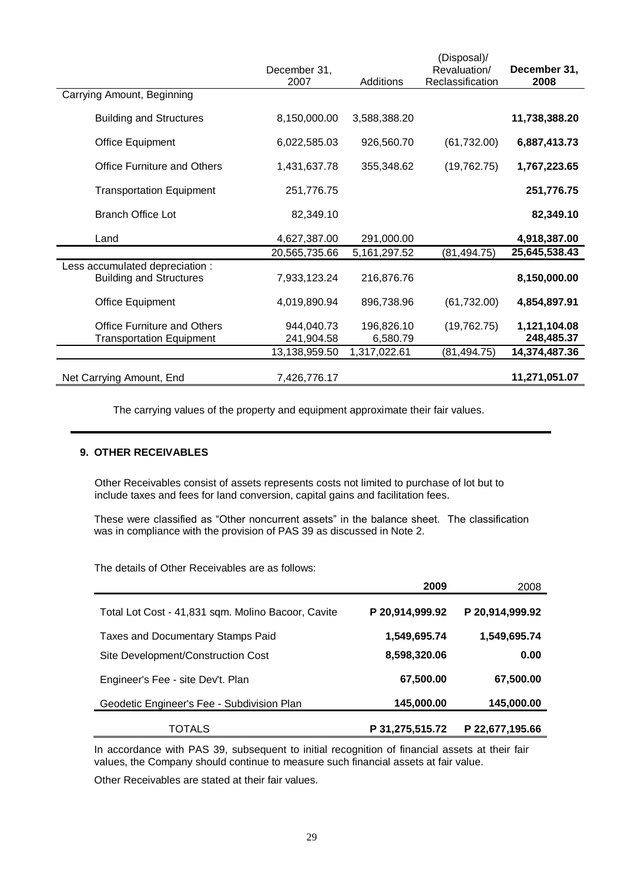| | December 31, 2007 | Additions | (Disposal)/ Revaluation/ Reclassification | **December 31, 2008** |
|---|---|---|---|---|
| Carrying Amount, Beginning | | | | |
| Building and Structures | 8,150,000.00 | 3,588,388.20 | | **11,738,388.20** |
| Office Equipment | 6,022,585.03 | 926,560.70 | (61,732.00) | **6,887,413.73** |
| Office Furniture and Others | 1,431,637.78 | 355,348.62 | (19,762.75) | **1,767,223.65** |
| Transportation Equipment | 251,776.75 | | | **251,776.75** |
| Branch Office Lot | 82,349.10 | | | **82,349.10** |
| Land | 4,627,387.00 | 291,000.00 | | **4,918,387.00** |
| | 20,565,735.66 | 5,161,297.52 | (81,494.75) | **25,645,538.43** |
| Less accumulated depreciation : | | | | |
| Building and Structures | 7,933,123.24 | 216,876.76 | | **8,150,000.00** |
| Office Equipment | 4,019,890.94 | 896,738.96 | (61,732.00) | **4,854,897.91** |
| Office Furniture and Others | 944,040.73 | 196,826.10 | (19,762.75) | **1,121,104.08** |
| Transportation Equipment | 241,904.58 | 6,580.79 | | **248,485.37** |
| | 13,138,959.50 | 1,317,022.61 | (81,494.75) | **14,374,487.36** |
| Net Carrying Amount, End | 7,426,776.17 | | | **11,271,051.07** |

The carrying values of the property and equipment approximate their fair values.

## 9. OTHER RECEIVABLES

Other Receivables consist of assets represents costs not limited to purchase of lot but to include taxes and fees for land conversion, capital gains and facilitation fees.

These were classified as "Other noncurrent assets" in the balance sheet. The classification was in compliance with the provision of PAS 39 as discussed in Note 2.

The details of Other Receivables are as follows:

| | **2009** | 2008 |
|---|---|---|
| Total Lot Cost - 41,831 sqm. Molino Bacoor, Cavite | **P 20,914,999.92** | **P 20,914,999.92** |
| Taxes and Documentary Stamps Paid | **1,549,695.74** | **1,549,695.74** |
| Site Development/Construction Cost | **8,598,320.06** | **0.00** |
| Engineer's Fee - site Dev't. Plan | **67,500.00** | **67,500.00** |
| Geodetic Engineer's Fee - Subdivision Plan | **145,000.00** | **145,000.00** |
| TOTALS | **P 31,275,515.72** | **P 22,677,195.66** |

In accordance with PAS 39, subsequent to initial recognition of financial assets at their fair values, the Company should continue to measure such financial assets at fair value.

Other Receivables are stated at their fair values.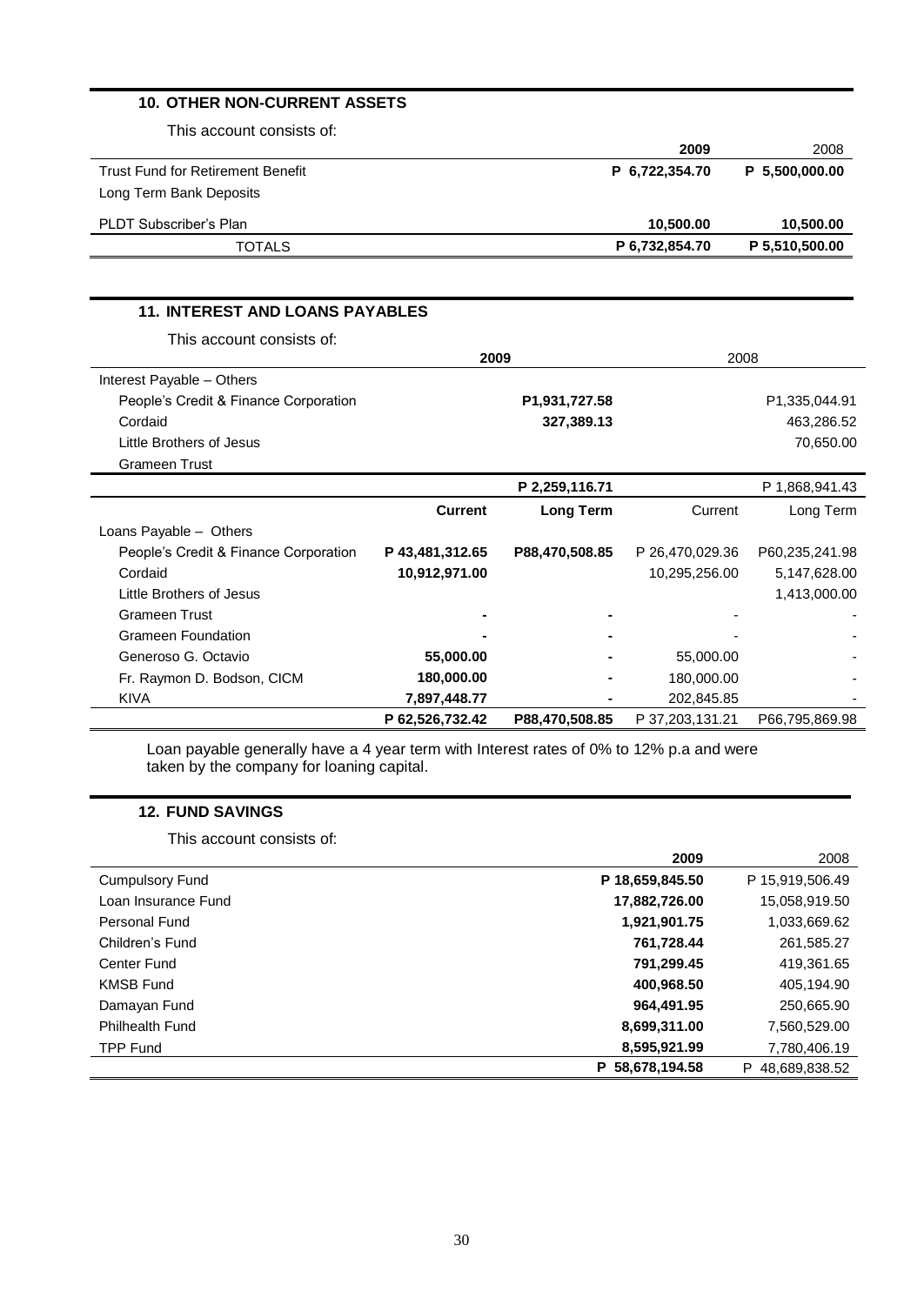## 10. OTHER NON-CURRENT ASSETS

This account consists of:

| | 2009 | 2008 |
|---|---|---|
| Trust Fund for Retirement Benefit | P 6,722,354.70 | P 5,500,000.00 |
| Long Term Bank Deposits | | |
| PLDT Subscriber's Plan | 10,500.00 | 10,500.00 |
| TOTALS | P 6,732,854.70 | P 5,510,500.00 |

## 11. INTEREST AND LOANS PAYABLES

This account consists of:

| | 2009 | | 2008 | |
|---|---|---|---|---|
| Interest Payable – Others | | | | |
| People's Credit & Finance Corporation | | P1,931,727.58 | | P1,335,044.91 |
| Cordaid | | 327,389.13 | | 463,286.52 |
| Little Brothers of Jesus | | | | 70,650.00 |
| Grameen Trust | | | | |
| | | P 2,259,116.71 | | P 1,868,941.43 |
| | **Current** | **Long Term** | Current | Long Term |
| Loans Payable – Others | | | | |
| People's Credit & Finance Corporation | P 43,481,312.65 | P88,470,508.85 | P 26,470,029.36 | P60,235,241.98 |
| Cordaid | 10,912,971.00 | | 10,295,256.00 | 5,147,628.00 |
| Little Brothers of Jesus | | | | 1,413,000.00 |
| Grameen Trust | - | - | - | - |
| Grameen Foundation | - | - | - | - |
| Generoso G. Octavio | 55,000.00 | - | 55,000.00 | - |
| Fr. Raymon D. Bodson, CICM | 180,000.00 | - | 180,000.00 | - |
| KIVA | 7,897,448.77 | - | 202,845.85 | - |
| | P 62,526,732.42 | P88,470,508.85 | P 37,203,131.21 | P66,795,869.98 |

Loan payable generally have a 4 year term with Interest rates of 0% to 12% p.a and were taken by the company for loaning capital.

## 12. FUND SAVINGS

This account consists of:

| | 2009 | 2008 |
|---|---|---|
| Cumpulsory Fund | P 18,659,845.50 | P 15,919,506.49 |
| Loan Insurance Fund | 17,882,726.00 | 15,058,919.50 |
| Personal Fund | 1,921,901.75 | 1,033,669.62 |
| Children's Fund | 761,728.44 | 261,585.27 |
| Center Fund | 791,299.45 | 419,361.65 |
| KMSB Fund | 400,968.50 | 405,194.90 |
| Damayan Fund | 964,491.95 | 250,665.90 |
| Philhealth Fund | 8,699,311.00 | 7,560,529.00 |
| TPP Fund | 8,595,921.99 | 7,780,406.19 |
| | P 58,678,194.58 | P 48,689,838.52 |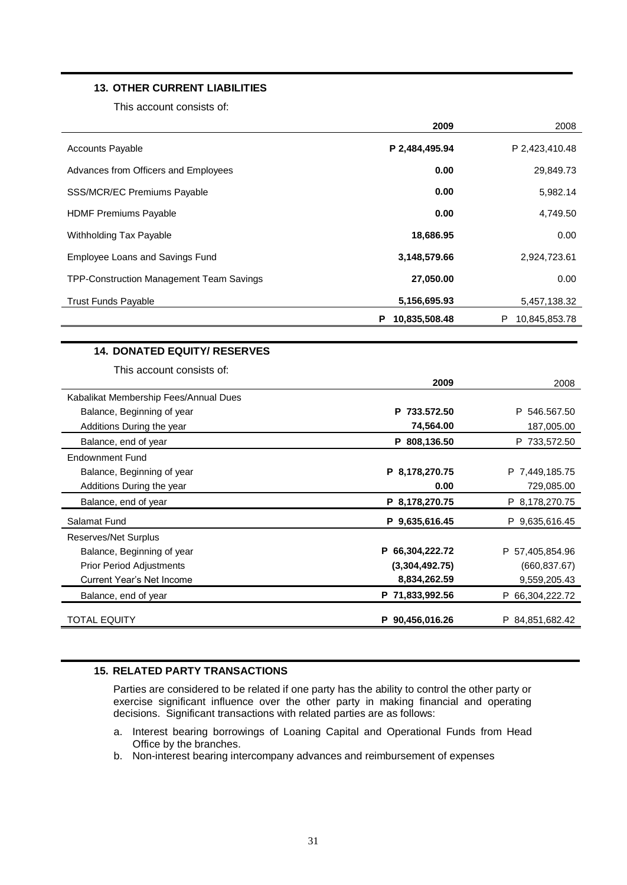### 13. OTHER CURRENT LIABILITIES

This account consists of:

| | 2009 | 2008 |
|---|---|---|
| Accounts Payable | **P 2,484,495.94** | P 2,423,410.48 |
| Advances from Officers and Employees | **0.00** | 29,849.73 |
| SSS/MCR/EC Premiums Payable | **0.00** | 5,982.14 |
| HDMF Premiums Payable | **0.00** | 4,749.50 |
| Withholding Tax Payable | **18,686.95** | 0.00 |
| Employee Loans and Savings Fund | **3,148,579.66** | 2,924,723.61 |
| TPP-Construction Management Team Savings | **27,050.00** | 0.00 |
| Trust Funds Payable | **5,156,695.93** | 5,457,138.32 |
| | **P 10,835,508.48** | P 10,845,853.78 |

### 14. DONATED EQUITY/ RESERVES

This account consists of:

| | 2009 | 2008 |
|---|---|---|
| Kabalikat Membership Fees/Annual Dues | | |
| Balance, Beginning of year | **P 733.572.50** | P 546.567.50 |
| Additions During the year | **74,564.00** | 187,005.00 |
| Balance, end of year | **P 808,136.50** | P 733,572.50 |
| Endownment Fund | | |
| Balance, Beginning of year | **P 8,178,270.75** | P 7,449,185.75 |
| Additions During the year | **0.00** | 729,085.00 |
| Balance, end of year | **P 8,178,270.75** | P 8,178,270.75 |
| Salamat Fund | **P 9,635,616.45** | P 9,635,616.45 |
| Reserves/Net Surplus | | |
| Balance, Beginning of year | **P 66,304,222.72** | P 57,405,854.96 |
| Prior Period Adjustments | **(3,304,492.75)** | (660,837.67) |
| Current Year's Net Income | **8,834,262.59** | 9,559,205.43 |
| Balance, end of year | **P 71,833,992.56** | P 66,304,222.72 |
| TOTAL EQUITY | **P 90,456,016.26** | P 84,851,682.42 |

### 15. RELATED PARTY TRANSACTIONS

Parties are considered to be related if one party has the ability to control the other party or exercise significant influence over the other party in making financial and operating decisions. Significant transactions with related parties are as follows:

a. Interest bearing borrowings of Loaning Capital and Operational Funds from Head Office by the branches.
b. Non-interest bearing intercompany advances and reimbursement of expenses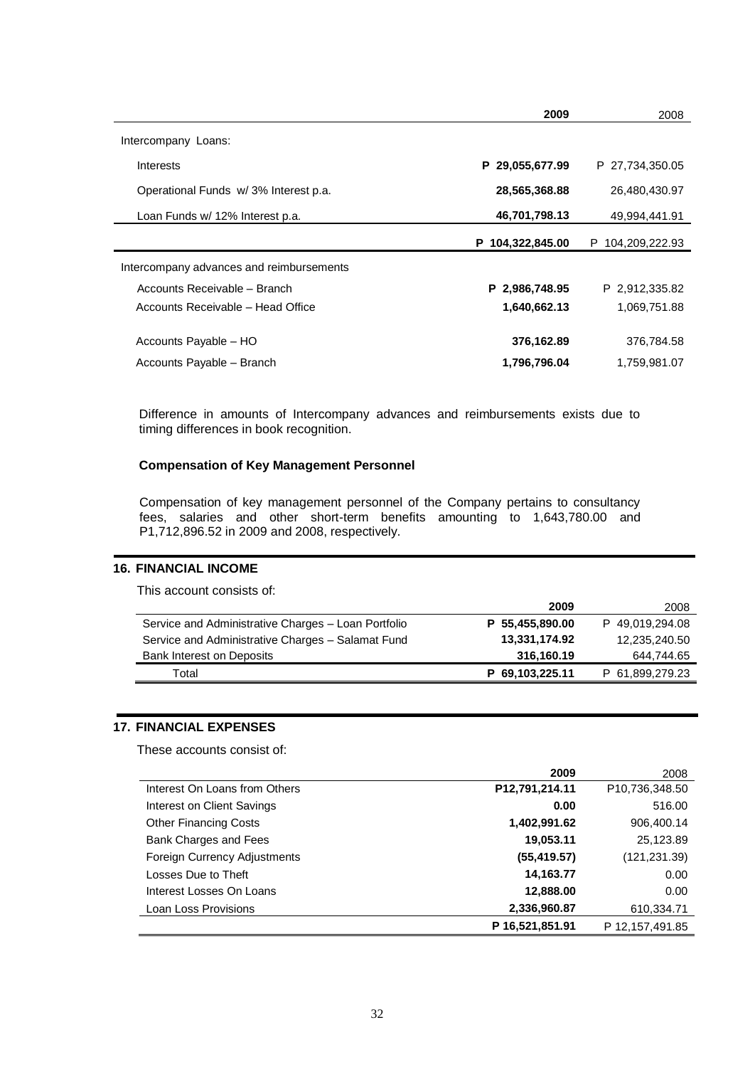| | 2009 | 2008 |
|---|---|---|
| Intercompany Loans: | | |
| Interests | **P 29,055,677.99** | P 27,734,350.05 |
| Operational Funds w/ 3% Interest p.a. | **28,565,368.88** | 26,480,430.97 |
| Loan Funds w/ 12% Interest p.a. | **46,701,798.13** | 49,994,441.91 |
| | **P 104,322,845.00** | P 104,209,222.93 |
| Intercompany advances and reimbursements | | |
| Accounts Receivable – Branch | **P 2,986,748.95** | P 2,912,335.82 |
| Accounts Receivable – Head Office | **1,640,662.13** | 1,069,751.88 |
| Accounts Payable – HO | **376,162.89** | 376,784.58 |
| Accounts Payable – Branch | **1,796,796.04** | 1,759,981.07 |

Difference in amounts of Intercompany advances and reimbursements exists due to timing differences in book recognition.

**Compensation of Key Management Personnel**

Compensation of key management personnel of the Company pertains to consultancy fees, salaries and other short-term benefits amounting to 1,643,780.00 and P1,712,896.52 in 2009 and 2008, respectively.

## 16. FINANCIAL INCOME

This account consists of:

| | 2009 | 2008 |
|---|---|---|
| Service and Administrative Charges – Loan Portfolio | **P 55,455,890.00** | P 49,019,294.08 |
| Service and Administrative Charges – Salamat Fund | **13,331,174.92** | 12,235,240.50 |
| Bank Interest on Deposits | **316,160.19** | 644,744.65 |
| Total | **P 69,103,225.11** | P 61,899,279.23 |

## 17. FINANCIAL EXPENSES

These accounts consist of:

| | 2009 | 2008 |
|---|---|---|
| Interest On Loans from Others | **P12,791,214.11** | P10,736,348.50 |
| Interest on Client Savings | **0.00** | 516.00 |
| Other Financing Costs | **1,402,991.62** | 906,400.14 |
| Bank Charges and Fees | **19,053.11** | 25,123.89 |
| Foreign Currency Adjustments | **(55,419.57)** | (121,231.39) |
| Losses Due to Theft | **14,163.77** | 0.00 |
| Interest Losses On Loans | **12,888.00** | 0.00 |
| Loan Loss Provisions | **2,336,960.87** | 610,334.71 |
| | **P 16,521,851.91** | P 12,157,491.85 |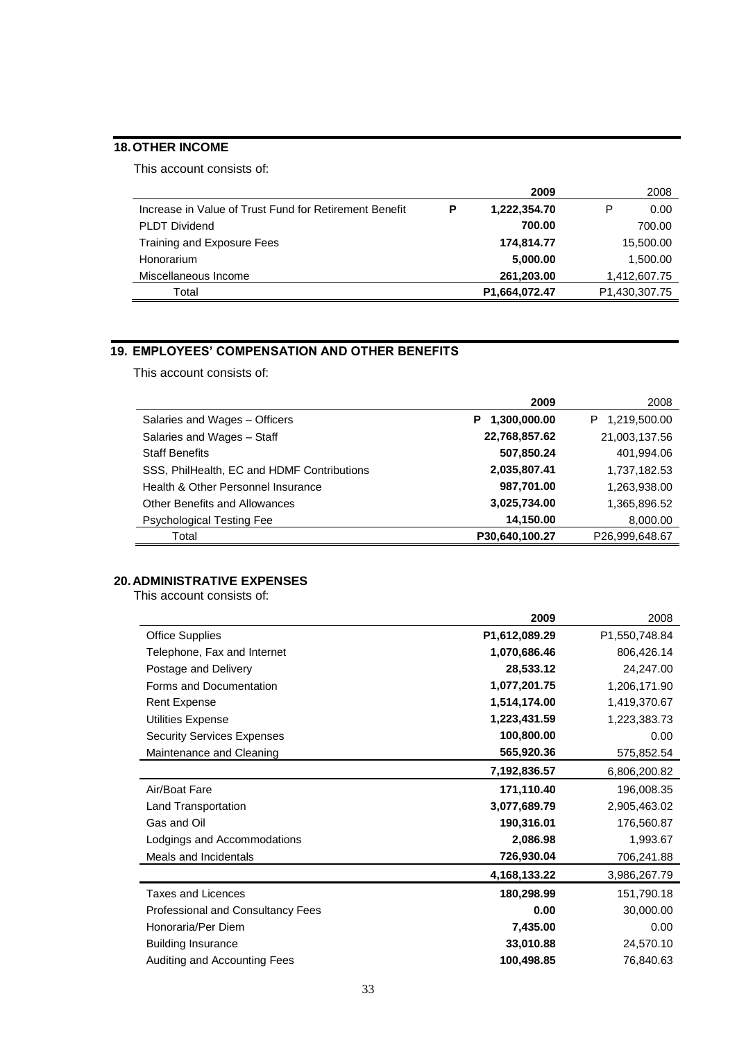## 18. OTHER INCOME

This account consists of:

| | 2009 | 2008 |
|---|---|---|
| Increase in Value of Trust Fund for Retirement Benefit | **P 1,222,354.70** | P 0.00 |
| PLDT Dividend | **700.00** | 700.00 |
| Training and Exposure Fees | **174,814.77** | 15,500.00 |
| Honorarium | **5,000.00** | 1,500.00 |
| Miscellaneous Income | **261,203.00** | 1,412,607.75 |
| Total | **P1,664,072.47** | P1,430,307.75 |

## 19. EMPLOYEES' COMPENSATION AND OTHER BENEFITS

This account consists of:

| | 2009 | 2008 |
|---|---|---|
| Salaries and Wages – Officers | **P 1,300,000.00** | P 1,219,500.00 |
| Salaries and Wages – Staff | **22,768,857.62** | 21,003,137.56 |
| Staff Benefits | **507,850.24** | 401,994.06 |
| SSS, PhilHealth, EC and HDMF Contributions | **2,035,807.41** | 1,737,182.53 |
| Health & Other Personnel Insurance | **987,701.00** | 1,263,938.00 |
| Other Benefits and Allowances | **3,025,734.00** | 1,365,896.52 |
| Psychological Testing Fee | **14,150.00** | 8,000.00 |
| Total | **P30,640,100.27** | P26,999,648.67 |

## 20. ADMINISTRATIVE EXPENSES

This account consists of:

| | 2009 | 2008 |
|---|---|---|
| Office Supplies | **P1,612,089.29** | P1,550,748.84 |
| Telephone, Fax and Internet | **1,070,686.46** | 806,426.14 |
| Postage and Delivery | **28,533.12** | 24,247.00 |
| Forms and Documentation | **1,077,201.75** | 1,206,171.90 |
| Rent Expense | **1,514,174.00** | 1,419,370.67 |
| Utilities Expense | **1,223,431.59** | 1,223,383.73 |
| Security Services Expenses | **100,800.00** | 0.00 |
| Maintenance and Cleaning | **565,920.36** | 575,852.54 |
| | **7,192,836.57** | 6,806,200.82 |
| Air/Boat Fare | **171,110.40** | 196,008.35 |
| Land Transportation | **3,077,689.79** | 2,905,463.02 |
| Gas and Oil | **190,316.01** | 176,560.87 |
| Lodgings and Accommodations | **2,086.98** | 1,993.67 |
| Meals and Incidentals | **726,930.04** | 706,241.88 |
| | **4,168,133.22** | 3,986,267.79 |
| Taxes and Licences | **180,298.99** | 151,790.18 |
| Professional and Consultancy Fees | **0.00** | 30,000.00 |
| Honoraria/Per Diem | **7,435.00** | 0.00 |
| Building Insurance | **33,010.88** | 24,570.10 |
| Auditing and Accounting Fees | **100,498.85** | 76,840.63 |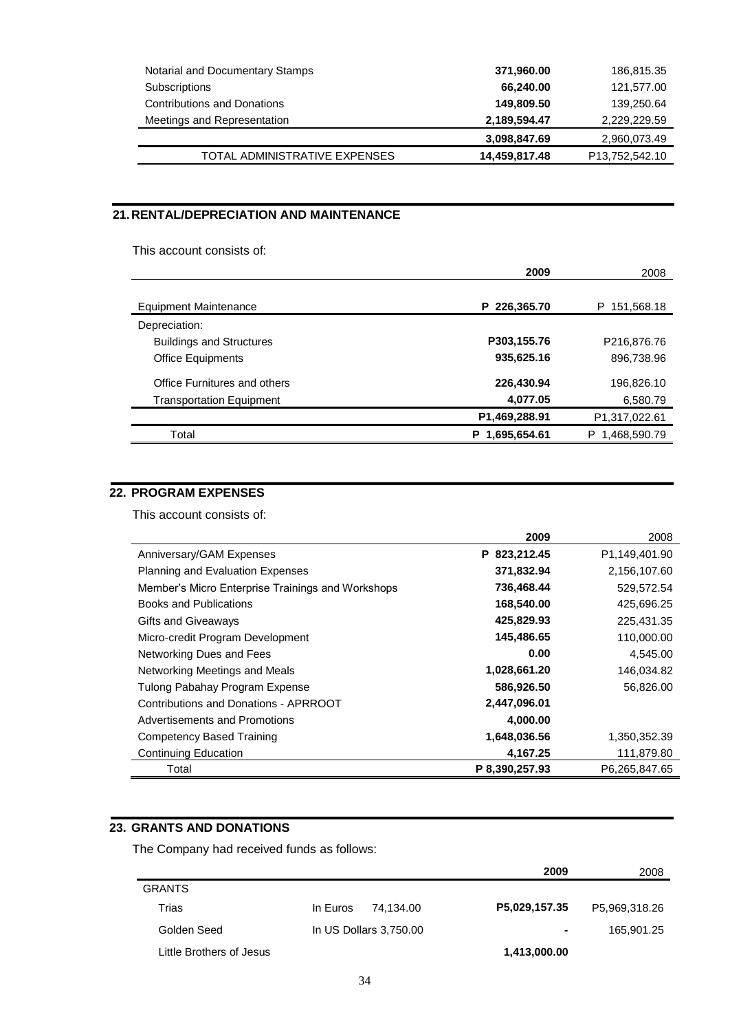| | | |
|---|---|---|
| Notarial and Documentary Stamps | **371,960.00** | 186,815.35 |
| Subscriptions | **66,240.00** | 121,577.00 |
| Contributions and Donations | **149,809.50** | 139,250.64 |
| Meetings and Representation | **2,189,594.47** | 2,229,229.59 |
| | **3,098,847.69** | 2,960,073.49 |
| TOTAL ADMINISTRATIVE EXPENSES | **14,459,817.48** | P13,752,542.10 |

## 21. RENTAL/DEPRECIATION AND MAINTENANCE

This account consists of:

| | 2009 | 2008 |
|---|---|---|
| Equipment Maintenance | **P 226,365.70** | P 151,568.18 |
| Depreciation: | | |
| Buildings and Structures | **P303,155.76** | P216,876.76 |
| Office Equipments | **935,625.16** | 896,738.96 |
| Office Furnitures and others | **226,430.94** | 196,826.10 |
| Transportation Equipment | **4,077.05** | 6,580.79 |
| | **P1,469,288.91** | P1,317,022.61 |
| Total | **P 1,695,654.61** | P 1,468,590.79 |

## 22. PROGRAM EXPENSES

This account consists of:

| | 2009 | 2008 |
|---|---|---|
| Anniversary/GAM Expenses | **P 823,212.45** | P1,149,401.90 |
| Planning and Evaluation Expenses | **371,832.94** | 2,156,107.60 |
| Member's Micro Enterprise Trainings and Workshops | **736,468.44** | 529,572.54 |
| Books and Publications | **168,540.00** | 425,696.25 |
| Gifts and Giveaways | **425,829.93** | 225,431.35 |
| Micro-credit Program Development | **145,486.65** | 110,000.00 |
| Networking Dues and Fees | **0.00** | 4,545.00 |
| Networking Meetings and Meals | **1,028,661.20** | 146,034.82 |
| Tulong Pabahay Program Expense | **586,926.50** | 56,826.00 |
| Contributions and Donations - APRROOT | **2,447,096.01** | |
| Advertisements and Promotions | **4,000.00** | |
| Competency Based Training | **1,648,036.56** | 1,350,352.39 |
| Continuing Education | **4,167.25** | 111,879.80 |
| Total | **P 8,390,257.93** | P6,265,847.65 |

## 23. GRANTS AND DONATIONS

The Company had received funds as follows:

| | | 2009 | 2008 |
|---|---|---|---|
| GRANTS | | | |
| Trias | In Euros 74,134.00 | **P5,029,157.35** | P5,969,318.26 |
| Golden Seed | In US Dollars 3,750.00 | **-** | 165,901.25 |
| Little Brothers of Jesus | | **1,413,000.00** | |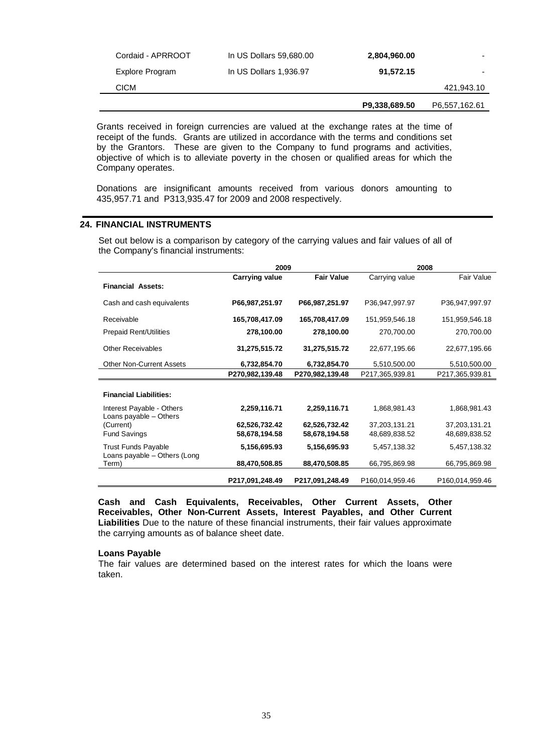| | | | |
|---|---|---|---|
| Cordaid - APRROOT | In US Dollars 59,680.00 | **2,804,960.00** | - |
| Explore Program | In US Dollars 1,936.97 | **91,572.15** | - |
| CICM | | | 421,943.10 |
| | | **P9,338,689.50** | P6,557,162.61 |

Grants received in foreign currencies are valued at the exchange rates at the time of receipt of the funds. Grants are utilized in accordance with the terms and conditions set by the Grantors. These are given to the Company to fund programs and activities, objective of which is to alleviate poverty in the chosen or qualified areas for which the Company operates.

Donations are insignificant amounts received from various donors amounting to 435,957.71 and P313,935.47 for 2009 and 2008 respectively.

## 24. FINANCIAL INSTRUMENTS

Set out below is a comparison by category of the carrying values and fair values of all of the Company's financial instruments:

| | 2009 | | 2008 | |
|---|---|---|---|---|
| | **Carrying value** | **Fair Value** | Carrying value | Fair Value |
| **Financial Assets:** | | | | |
| Cash and cash equivalents | **P66,987,251.97** | **P66,987,251.97** | P36,947,997.97 | P36,947,997.97 |
| Receivable | **165,708,417.09** | **165,708,417.09** | 151,959,546.18 | 151,959,546.18 |
| Prepaid Rent/Utilities | **278,100.00** | **278,100.00** | 270,700.00 | 270,700.00 |
| Other Receivables | **31,275,515.72** | **31,275,515.72** | 22,677,195.66 | 22,677,195.66 |
| Other Non-Current Assets | **6,732,854.70** | **6,732,854.70** | 5,510,500.00 | 5,510,500.00 |
| | **P270,982,139.48** | **P270,982,139.48** | P217,365,939.81 | P217,365,939.81 |
| **Financial Liabilities:** | | | | |
| Interest Payable - Others | **2,259,116.71** | **2,259,116.71** | 1,868,981.43 | 1,868,981.43 |
| Loans payable – Others (Current) | **62,526,732.42** | **62,526,732.42** | 37,203,131.21 | 37,203,131.21 |
| Fund Savings | **58,678,194.58** | **58,678,194.58** | 48,689,838.52 | 48,689,838.52 |
| Trust Funds Payable | **5,156,695.93** | **5,156,695.93** | 5,457,138.32 | 5,457,138.32 |
| Loans payable – Others (Long Term) | **88,470,508.85** | **88,470,508.85** | 66,795,869.98 | 66,795,869.98 |
| | **P217,091,248.49** | **P217,091,248.49** | P160,014,959.46 | P160,014,959.46 |

**Cash and Cash Equivalents, Receivables, Other Current Assets, Other Receivables, Other Non-Current Assets, Interest Payables, and Other Current Liabilities** Due to the nature of these financial instruments, their fair values approximate the carrying amounts as of balance sheet date.

**Loans Payable**
The fair values are determined based on the interest rates for which the loans were taken.